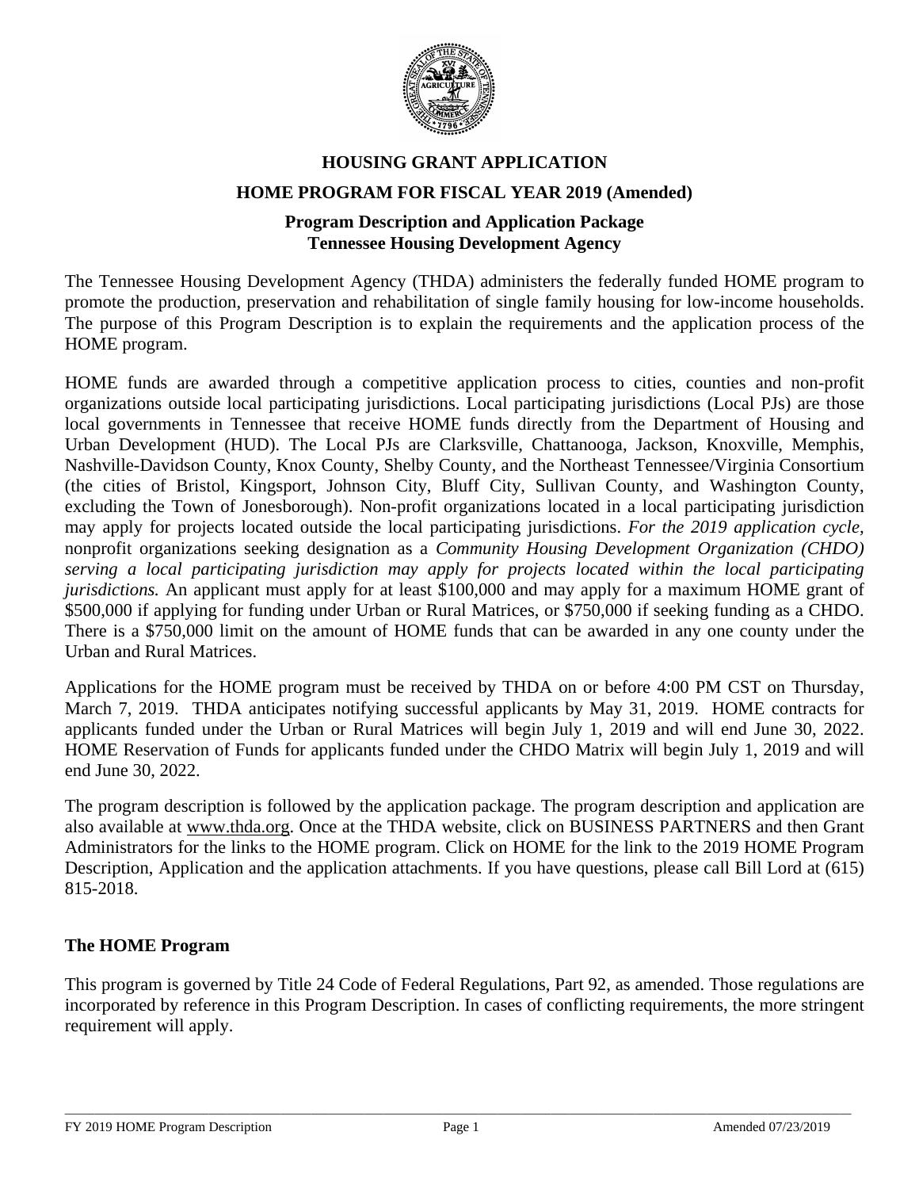# HOUSING GRANT APPLICATION

## HOME PROGRAM FOR FISCAL YEAR 2019 (Amended)

### Program Description and Application Package
### Tennessee Housing Development Agency

The Tennessee Housing Development Agency (THDA) administers the federally funded HOME program to promote the production, preservation and rehabilitation of single family housing for low-income households. The purpose of this Program Description is to explain the requirements and the application process of the HOME program.

HOME funds are awarded through a competitive application process to cities, counties and non-profit organizations outside local participating jurisdictions. Local participating jurisdictions (Local PJs) are those local governments in Tennessee that receive HOME funds directly from the Department of Housing and Urban Development (HUD). The Local PJs are Clarksville, Chattanooga, Jackson, Knoxville, Memphis, Nashville-Davidson County, Knox County, Shelby County, and the Northeast Tennessee/Virginia Consortium (the cities of Bristol, Kingsport, Johnson City, Bluff City, Sullivan County, and Washington County, excluding the Town of Jonesborough). Non-profit organizations located in a local participating jurisdiction may apply for projects located outside the local participating jurisdictions. *For the 2019 application cycle,* nonprofit organizations seeking designation as a *Community Housing Development Organization (CHDO) serving a local participating jurisdiction may apply for projects located within the local participating jurisdictions.* An applicant must apply for at least $100,000 and may apply for a maximum HOME grant of $500,000 if applying for funding under Urban or Rural Matrices, or $750,000 if seeking funding as a CHDO. There is a $750,000 limit on the amount of HOME funds that can be awarded in any one county under the Urban and Rural Matrices.

Applications for the HOME program must be received by THDA on or before 4:00 PM CST on Thursday, March 7, 2019. THDA anticipates notifying successful applicants by May 31, 2019. HOME contracts for applicants funded under the Urban or Rural Matrices will begin July 1, 2019 and will end June 30, 2022. HOME Reservation of Funds for applicants funded under the CHDO Matrix will begin July 1, 2019 and will end June 30, 2022.

The program description is followed by the application package. The program description and application are also available at www.thda.org. Once at the THDA website, click on BUSINESS PARTNERS and then Grant Administrators for the links to the HOME program. Click on HOME for the link to the 2019 HOME Program Description, Application and the application attachments. If you have questions, please call Bill Lord at (615) 815-2018.

**The HOME Program**

This program is governed by Title 24 Code of Federal Regulations, Part 92, as amended. Those regulations are incorporated by reference in this Program Description. In cases of conflicting requirements, the more stringent requirement will apply.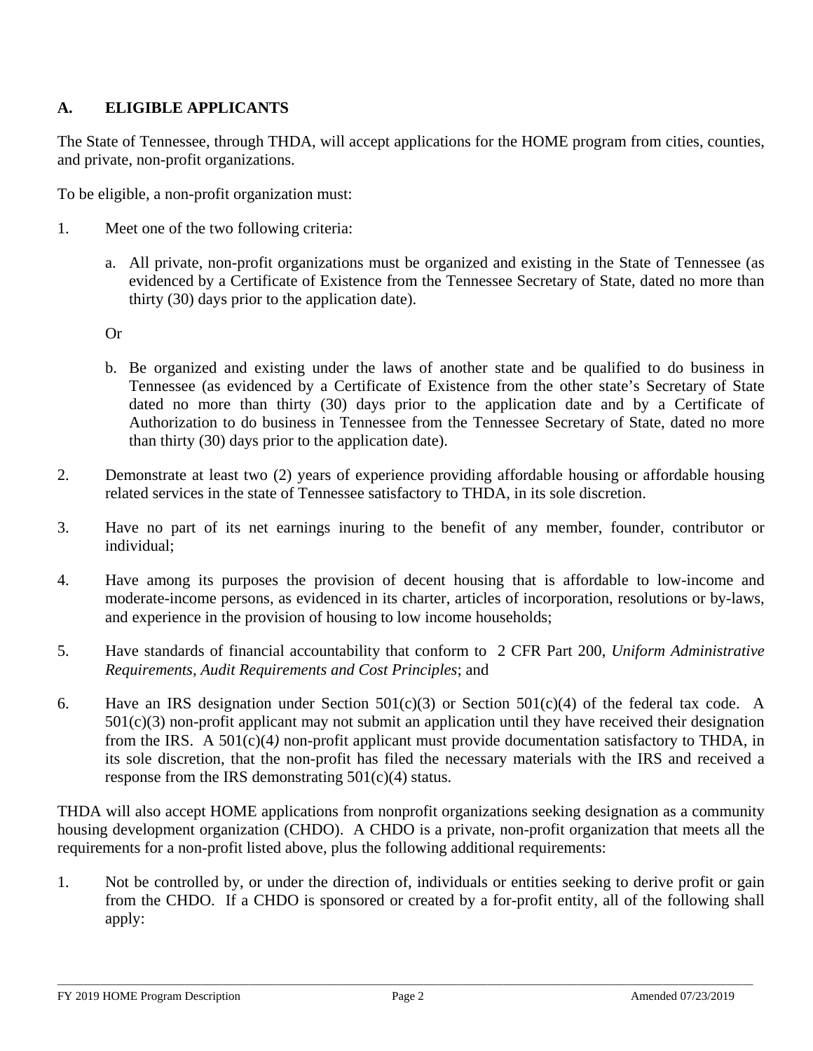## A. ELIGIBLE APPLICANTS

The State of Tennessee, through THDA, will accept applications for the HOME program from cities, counties, and private, non-profit organizations.

To be eligible, a non-profit organization must:

1. Meet one of the two following criteria:

   a. All private, non-profit organizations must be organized and existing in the State of Tennessee (as evidenced by a Certificate of Existence from the Tennessee Secretary of State, dated no more than thirty (30) days prior to the application date).

   Or

   b. Be organized and existing under the laws of another state and be qualified to do business in Tennessee (as evidenced by a Certificate of Existence from the other state's Secretary of State dated no more than thirty (30) days prior to the application date and by a Certificate of Authorization to do business in Tennessee from the Tennessee Secretary of State, dated no more than thirty (30) days prior to the application date).

2. Demonstrate at least two (2) years of experience providing affordable housing or affordable housing related services in the state of Tennessee satisfactory to THDA, in its sole discretion.

3. Have no part of its net earnings inuring to the benefit of any member, founder, contributor or individual;

4. Have among its purposes the provision of decent housing that is affordable to low-income and moderate-income persons, as evidenced in its charter, articles of incorporation, resolutions or by-laws, and experience in the provision of housing to low income households;

5. Have standards of financial accountability that conform to 2 CFR Part 200, *Uniform Administrative Requirements, Audit Requirements and Cost Principles*; and

6. Have an IRS designation under Section 501(c)(3) or Section 501(c)(4) of the federal tax code. A 501(c)(3) non-profit applicant may not submit an application until they have received their designation from the IRS. A 501(c)(4) non-profit applicant must provide documentation satisfactory to THDA, in its sole discretion, that the non-profit has filed the necessary materials with the IRS and received a response from the IRS demonstrating 501(c)(4) status.

THDA will also accept HOME applications from nonprofit organizations seeking designation as a community housing development organization (CHDO). A CHDO is a private, non-profit organization that meets all the requirements for a non-profit listed above, plus the following additional requirements:

1. Not be controlled by, or under the direction of, individuals or entities seeking to derive profit or gain from the CHDO. If a CHDO is sponsored or created by a for-profit entity, all of the following shall apply: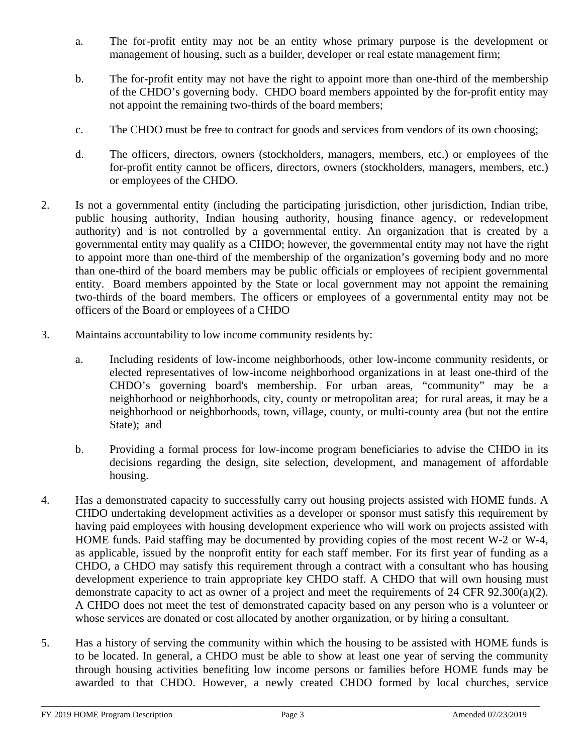a. The for-profit entity may not be an entity whose primary purpose is the development or management of housing, such as a builder, developer or real estate management firm;

b. The for-profit entity may not have the right to appoint more than one-third of the membership of the CHDO's governing body. CHDO board members appointed by the for-profit entity may not appoint the remaining two-thirds of the board members;

c. The CHDO must be free to contract for goods and services from vendors of its own choosing;

d. The officers, directors, owners (stockholders, managers, members, etc.) or employees of the for-profit entity cannot be officers, directors, owners (stockholders, managers, members, etc.) or employees of the CHDO.

2. Is not a governmental entity (including the participating jurisdiction, other jurisdiction, Indian tribe, public housing authority, Indian housing authority, housing finance agency, or redevelopment authority) and is not controlled by a governmental entity. An organization that is created by a governmental entity may qualify as a CHDO; however, the governmental entity may not have the right to appoint more than one-third of the membership of the organization's governing body and no more than one-third of the board members may be public officials or employees of recipient governmental entity. Board members appointed by the State or local government may not appoint the remaining two-thirds of the board members. The officers or employees of a governmental entity may not be officers of the Board or employees of a CHDO

3. Maintains accountability to low income community residents by:

   a. Including residents of low-income neighborhoods, other low-income community residents, or elected representatives of low-income neighborhood organizations in at least one-third of the CHDO's governing board's membership. For urban areas, "community" may be a neighborhood or neighborhoods, city, county or metropolitan area; for rural areas, it may be a neighborhood or neighborhoods, town, village, county, or multi-county area (but not the entire State); and

   b. Providing a formal process for low-income program beneficiaries to advise the CHDO in its decisions regarding the design, site selection, development, and management of affordable housing.

4. Has a demonstrated capacity to successfully carry out housing projects assisted with HOME funds. A CHDO undertaking development activities as a developer or sponsor must satisfy this requirement by having paid employees with housing development experience who will work on projects assisted with HOME funds. Paid staffing may be documented by providing copies of the most recent W-2 or W-4, as applicable, issued by the nonprofit entity for each staff member. For its first year of funding as a CHDO, a CHDO may satisfy this requirement through a contract with a consultant who has housing development experience to train appropriate key CHDO staff. A CHDO that will own housing must demonstrate capacity to act as owner of a project and meet the requirements of 24 CFR 92.300(a)(2). A CHDO does not meet the test of demonstrated capacity based on any person who is a volunteer or whose services are donated or cost allocated by another organization, or by hiring a consultant.

5. Has a history of serving the community within which the housing to be assisted with HOME funds is to be located. In general, a CHDO must be able to show at least one year of serving the community through housing activities benefiting low income persons or families before HOME funds may be awarded to that CHDO. However, a newly created CHDO formed by local churches, service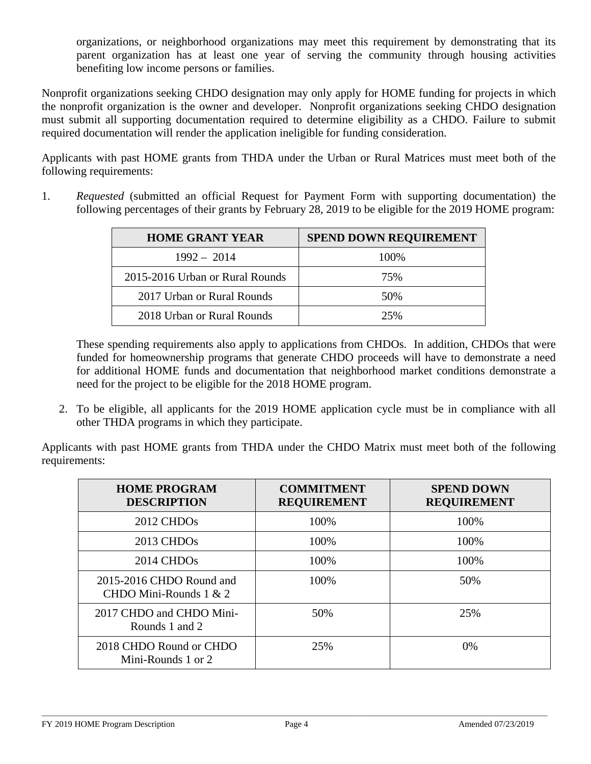organizations, or neighborhood organizations may meet this requirement by demonstrating that its parent organization has at least one year of serving the community through housing activities benefiting low income persons or families.

Nonprofit organizations seeking CHDO designation may only apply for HOME funding for projects in which the nonprofit organization is the owner and developer. Nonprofit organizations seeking CHDO designation must submit all supporting documentation required to determine eligibility as a CHDO. Failure to submit required documentation will render the application ineligible for funding consideration.

Applicants with past HOME grants from THDA under the Urban or Rural Matrices must meet both of the following requirements:

1. *Requested* (submitted an official Request for Payment Form with supporting documentation) the following percentages of their grants by February 28, 2019 to be eligible for the 2019 HOME program:

| HOME GRANT YEAR | SPEND DOWN REQUIREMENT |
|---|---|
| 1992 – 2014 | 100% |
| 2015-2016 Urban or Rural Rounds | 75% |
| 2017 Urban or Rural Rounds | 50% |
| 2018 Urban or Rural Rounds | 25% |

These spending requirements also apply to applications from CHDOs. In addition, CHDOs that were funded for homeownership programs that generate CHDO proceeds will have to demonstrate a need for additional HOME funds and documentation that neighborhood market conditions demonstrate a need for the project to be eligible for the 2018 HOME program.

2. To be eligible, all applicants for the 2019 HOME application cycle must be in compliance with all other THDA programs in which they participate.

Applicants with past HOME grants from THDA under the CHDO Matrix must meet both of the following requirements:

| HOME PROGRAM DESCRIPTION | COMMITMENT REQUIREMENT | SPEND DOWN REQUIREMENT |
|---|---|---|
| 2012 CHDOs | 100% | 100% |
| 2013 CHDOs | 100% | 100% |
| 2014 CHDOs | 100% | 100% |
| 2015-2016 CHDO Round and CHDO Mini-Rounds 1 & 2 | 100% | 50% |
| 2017 CHDO and CHDO Mini-Rounds 1 and 2 | 50% | 25% |
| 2018 CHDO Round or CHDO Mini-Rounds 1 or 2 | 25% | 0% |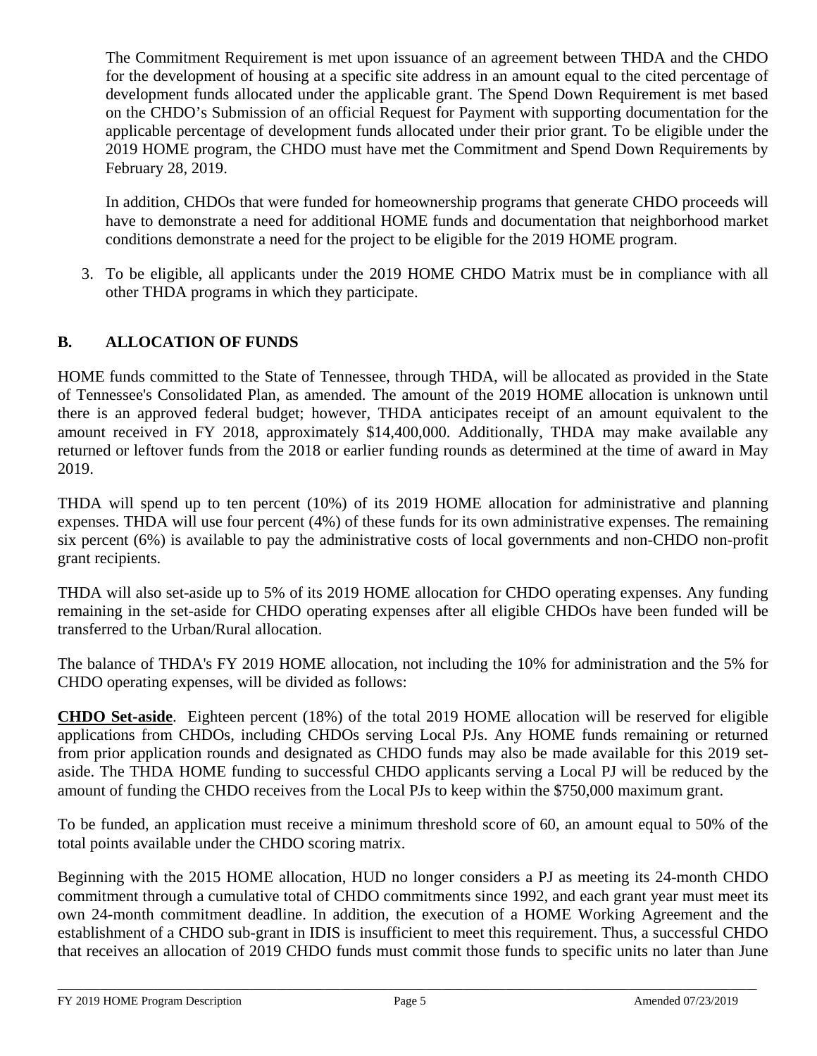The Commitment Requirement is met upon issuance of an agreement between THDA and the CHDO for the development of housing at a specific site address in an amount equal to the cited percentage of development funds allocated under the applicable grant. The Spend Down Requirement is met based on the CHDO's Submission of an official Request for Payment with supporting documentation for the applicable percentage of development funds allocated under their prior grant. To be eligible under the 2019 HOME program, the CHDO must have met the Commitment and Spend Down Requirements by February 28, 2019.

In addition, CHDOs that were funded for homeownership programs that generate CHDO proceeds will have to demonstrate a need for additional HOME funds and documentation that neighborhood market conditions demonstrate a need for the project to be eligible for the 2019 HOME program.

3. To be eligible, all applicants under the 2019 HOME CHDO Matrix must be in compliance with all other THDA programs in which they participate.

## B. ALLOCATION OF FUNDS

HOME funds committed to the State of Tennessee, through THDA, will be allocated as provided in the State of Tennessee's Consolidated Plan, as amended. The amount of the 2019 HOME allocation is unknown until there is an approved federal budget; however, THDA anticipates receipt of an amount equivalent to the amount received in FY 2018, approximately $14,400,000. Additionally, THDA may make available any returned or leftover funds from the 2018 or earlier funding rounds as determined at the time of award in May 2019.

THDA will spend up to ten percent (10%) of its 2019 HOME allocation for administrative and planning expenses. THDA will use four percent (4%) of these funds for its own administrative expenses. The remaining six percent (6%) is available to pay the administrative costs of local governments and non-CHDO non-profit grant recipients.

THDA will also set-aside up to 5% of its 2019 HOME allocation for CHDO operating expenses. Any funding remaining in the set-aside for CHDO operating expenses after all eligible CHDOs have been funded will be transferred to the Urban/Rural allocation.

The balance of THDA's FY 2019 HOME allocation, not including the 10% for administration and the 5% for CHDO operating expenses, will be divided as follows:

**CHDO Set-aside**. Eighteen percent (18%) of the total 2019 HOME allocation will be reserved for eligible applications from CHDOs, including CHDOs serving Local PJs. Any HOME funds remaining or returned from prior application rounds and designated as CHDO funds may also be made available for this 2019 set-aside. The THDA HOME funding to successful CHDO applicants serving a Local PJ will be reduced by the amount of funding the CHDO receives from the Local PJs to keep within the $750,000 maximum grant.

To be funded, an application must receive a minimum threshold score of 60, an amount equal to 50% of the total points available under the CHDO scoring matrix.

Beginning with the 2015 HOME allocation, HUD no longer considers a PJ as meeting its 24-month CHDO commitment through a cumulative total of CHDO commitments since 1992, and each grant year must meet its own 24-month commitment deadline. In addition, the execution of a HOME Working Agreement and the establishment of a CHDO sub-grant in IDIS is insufficient to meet this requirement. Thus, a successful CHDO that receives an allocation of 2019 CHDO funds must commit those funds to specific units no later than June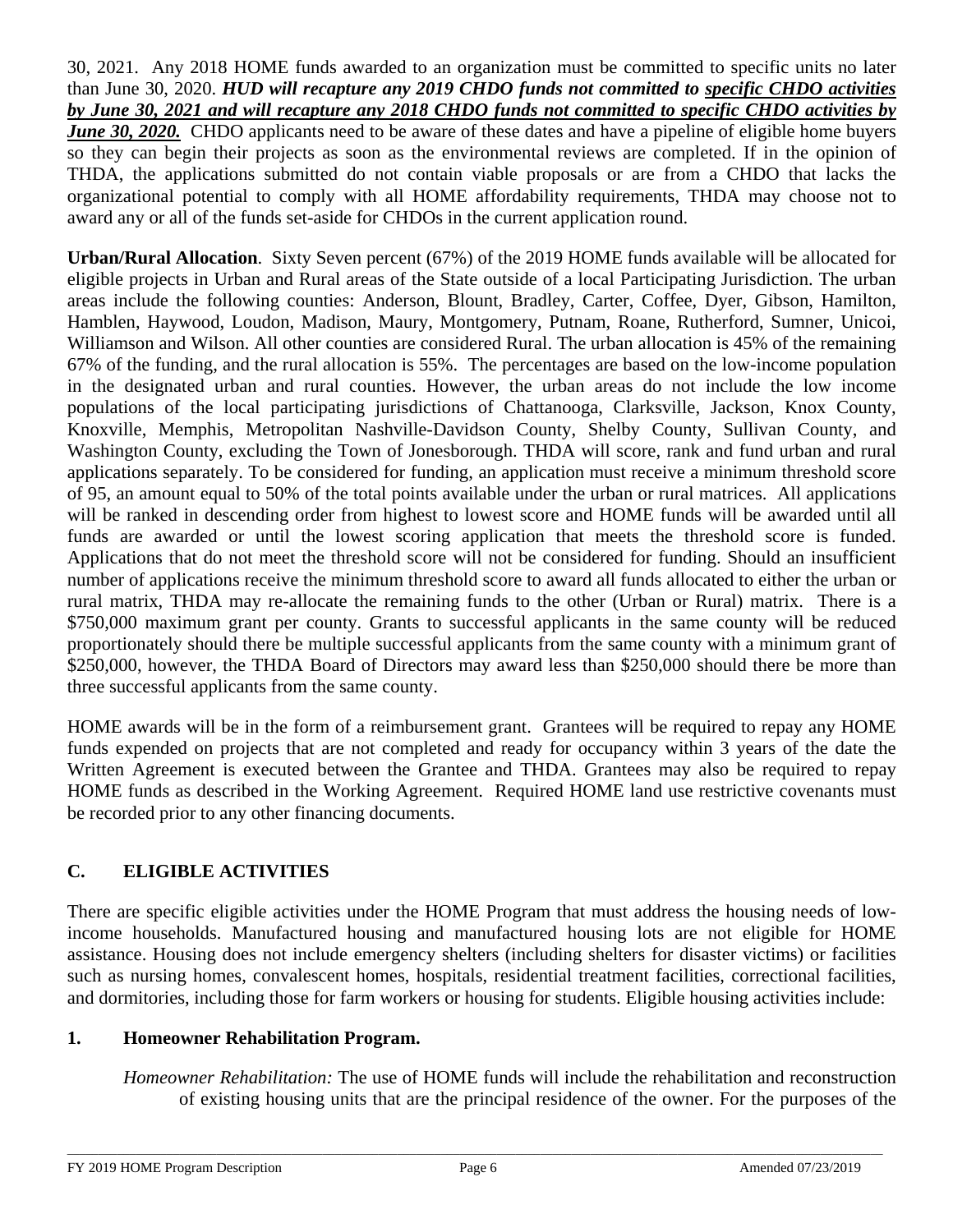30, 2021. Any 2018 HOME funds awarded to an organization must be committed to specific units no later than June 30, 2020. ***HUD will recapture any 2019 CHDO funds not committed to <u>specific CHDO activities</u> by June 30, 2021 and will recapture any 2018 CHDO funds not committed to specific CHDO activities by <u>June 30, 2020.</u>*** CHDO applicants need to be aware of these dates and have a pipeline of eligible home buyers so they can begin their projects as soon as the environmental reviews are completed. If in the opinion of THDA, the applications submitted do not contain viable proposals or are from a CHDO that lacks the organizational potential to comply with all HOME affordability requirements, THDA may choose not to award any or all of the funds set-aside for CHDOs in the current application round.

**Urban/Rural Allocation**. Sixty Seven percent (67%) of the 2019 HOME funds available will be allocated for eligible projects in Urban and Rural areas of the State outside of a local Participating Jurisdiction. The urban areas include the following counties: Anderson, Blount, Bradley, Carter, Coffee, Dyer, Gibson, Hamilton, Hamblen, Haywood, Loudon, Madison, Maury, Montgomery, Putnam, Roane, Rutherford, Sumner, Unicoi, Williamson and Wilson. All other counties are considered Rural. The urban allocation is 45% of the remaining 67% of the funding, and the rural allocation is 55%. The percentages are based on the low-income population in the designated urban and rural counties. However, the urban areas do not include the low income populations of the local participating jurisdictions of Chattanooga, Clarksville, Jackson, Knox County, Knoxville, Memphis, Metropolitan Nashville-Davidson County, Shelby County, Sullivan County, and Washington County, excluding the Town of Jonesborough. THDA will score, rank and fund urban and rural applications separately. To be considered for funding, an application must receive a minimum threshold score of 95, an amount equal to 50% of the total points available under the urban or rural matrices. All applications will be ranked in descending order from highest to lowest score and HOME funds will be awarded until all funds are awarded or until the lowest scoring application that meets the threshold score is funded. Applications that do not meet the threshold score will not be considered for funding. Should an insufficient number of applications receive the minimum threshold score to award all funds allocated to either the urban or rural matrix, THDA may re-allocate the remaining funds to the other (Urban or Rural) matrix. There is a $750,000 maximum grant per county. Grants to successful applicants in the same county will be reduced proportionately should there be multiple successful applicants from the same county with a minimum grant of $250,000, however, the THDA Board of Directors may award less than $250,000 should there be more than three successful applicants from the same county.

HOME awards will be in the form of a reimbursement grant. Grantees will be required to repay any HOME funds expended on projects that are not completed and ready for occupancy within 3 years of the date the Written Agreement is executed between the Grantee and THDA. Grantees may also be required to repay HOME funds as described in the Working Agreement. Required HOME land use restrictive covenants must be recorded prior to any other financing documents.

## C. ELIGIBLE ACTIVITIES

There are specific eligible activities under the HOME Program that must address the housing needs of low-income households. Manufactured housing and manufactured housing lots are not eligible for HOME assistance. Housing does not include emergency shelters (including shelters for disaster victims) or facilities such as nursing homes, convalescent homes, hospitals, residential treatment facilities, correctional facilities, and dormitories, including those for farm workers or housing for students. Eligible housing activities include:

### 1. Homeowner Rehabilitation Program.

*Homeowner Rehabilitation:* The use of HOME funds will include the rehabilitation and reconstruction of existing housing units that are the principal residence of the owner. For the purposes of the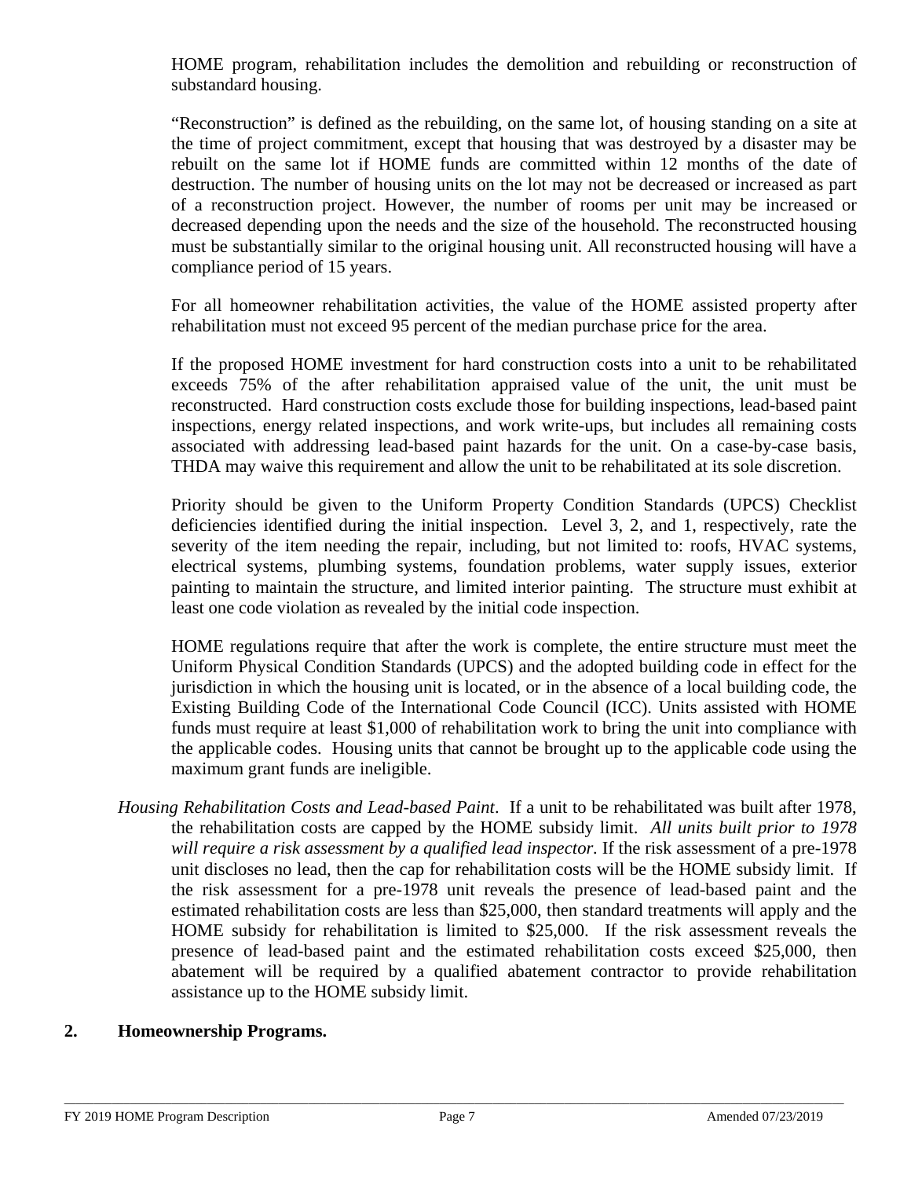HOME program, rehabilitation includes the demolition and rebuilding or reconstruction of substandard housing.

"Reconstruction" is defined as the rebuilding, on the same lot, of housing standing on a site at the time of project commitment, except that housing that was destroyed by a disaster may be rebuilt on the same lot if HOME funds are committed within 12 months of the date of destruction. The number of housing units on the lot may not be decreased or increased as part of a reconstruction project. However, the number of rooms per unit may be increased or decreased depending upon the needs and the size of the household. The reconstructed housing must be substantially similar to the original housing unit. All reconstructed housing will have a compliance period of 15 years.

For all homeowner rehabilitation activities, the value of the HOME assisted property after rehabilitation must not exceed 95 percent of the median purchase price for the area.

If the proposed HOME investment for hard construction costs into a unit to be rehabilitated exceeds 75% of the after rehabilitation appraised value of the unit, the unit must be reconstructed. Hard construction costs exclude those for building inspections, lead-based paint inspections, energy related inspections, and work write-ups, but includes all remaining costs associated with addressing lead-based paint hazards for the unit. On a case-by-case basis, THDA may waive this requirement and allow the unit to be rehabilitated at its sole discretion.

Priority should be given to the Uniform Property Condition Standards (UPCS) Checklist deficiencies identified during the initial inspection. Level 3, 2, and 1, respectively, rate the severity of the item needing the repair, including, but not limited to: roofs, HVAC systems, electrical systems, plumbing systems, foundation problems, water supply issues, exterior painting to maintain the structure, and limited interior painting. The structure must exhibit at least one code violation as revealed by the initial code inspection.

HOME regulations require that after the work is complete, the entire structure must meet the Uniform Physical Condition Standards (UPCS) and the adopted building code in effect for the jurisdiction in which the housing unit is located, or in the absence of a local building code, the Existing Building Code of the International Code Council (ICC). Units assisted with HOME funds must require at least $1,000 of rehabilitation work to bring the unit into compliance with the applicable codes. Housing units that cannot be brought up to the applicable code using the maximum grant funds are ineligible.

*Housing Rehabilitation Costs and Lead-based Paint*. If a unit to be rehabilitated was built after 1978, the rehabilitation costs are capped by the HOME subsidy limit. *All units built prior to 1978 will require a risk assessment by a qualified lead inspector*. If the risk assessment of a pre-1978 unit discloses no lead, then the cap for rehabilitation costs will be the HOME subsidy limit. If the risk assessment for a pre-1978 unit reveals the presence of lead-based paint and the estimated rehabilitation costs are less than $25,000, then standard treatments will apply and the HOME subsidy for rehabilitation is limited to $25,000. If the risk assessment reveals the presence of lead-based paint and the estimated rehabilitation costs exceed $25,000, then abatement will be required by a qualified abatement contractor to provide rehabilitation assistance up to the HOME subsidy limit.

## 2. Homeownership Programs.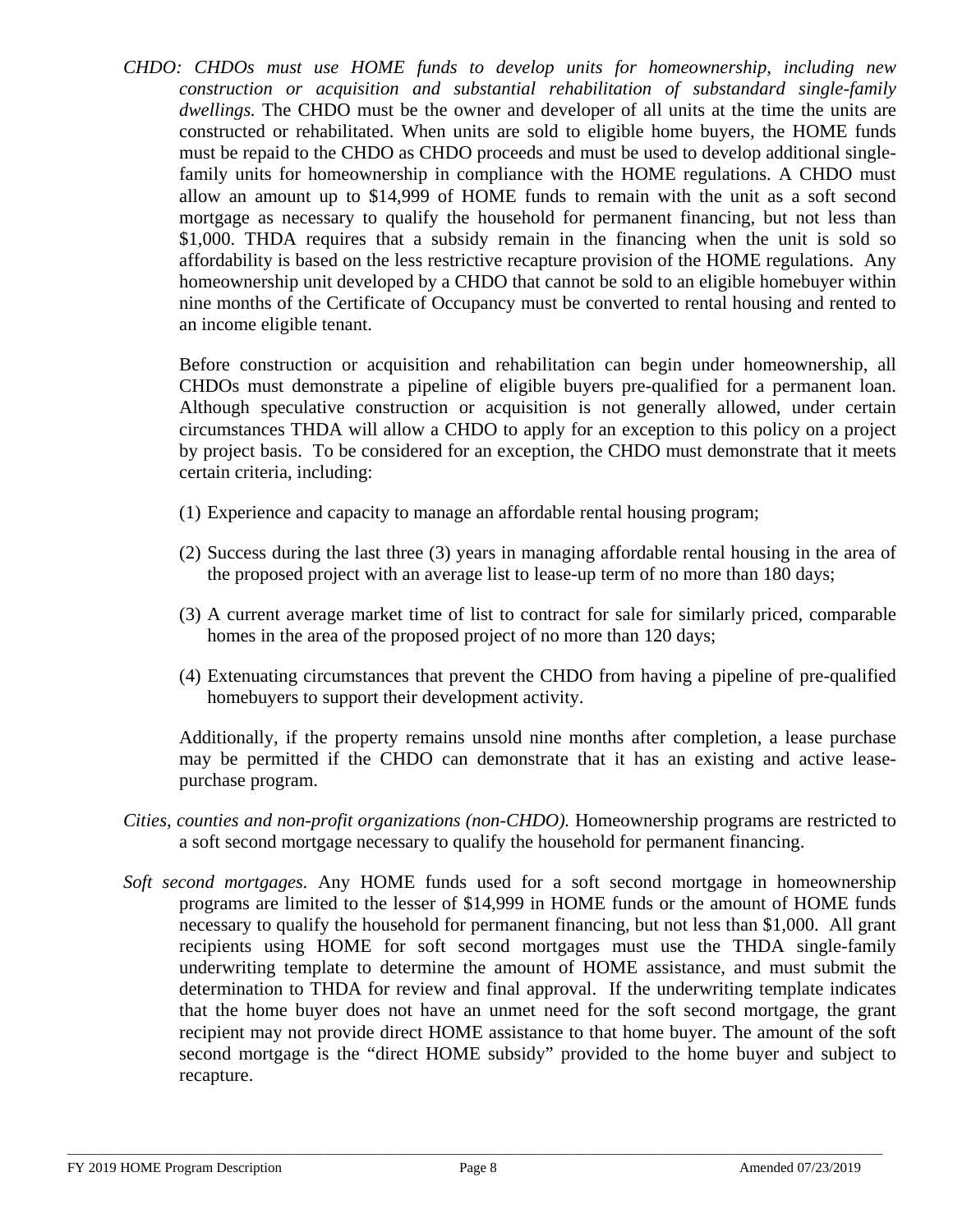*CHDO: CHDOs must use HOME funds to develop units for homeownership, including new construction or acquisition and substantial rehabilitation of substandard single-family dwellings.* The CHDO must be the owner and developer of all units at the time the units are constructed or rehabilitated. When units are sold to eligible home buyers, the HOME funds must be repaid to the CHDO as CHDO proceeds and must be used to develop additional single-family units for homeownership in compliance with the HOME regulations. A CHDO must allow an amount up to $14,999 of HOME funds to remain with the unit as a soft second mortgage as necessary to qualify the household for permanent financing, but not less than $1,000. THDA requires that a subsidy remain in the financing when the unit is sold so affordability is based on the less restrictive recapture provision of the HOME regulations. Any homeownership unit developed by a CHDO that cannot be sold to an eligible homebuyer within nine months of the Certificate of Occupancy must be converted to rental housing and rented to an income eligible tenant.

Before construction or acquisition and rehabilitation can begin under homeownership, all CHDOs must demonstrate a pipeline of eligible buyers pre-qualified for a permanent loan. Although speculative construction or acquisition is not generally allowed, under certain circumstances THDA will allow a CHDO to apply for an exception to this policy on a project by project basis. To be considered for an exception, the CHDO must demonstrate that it meets certain criteria, including:

(1) Experience and capacity to manage an affordable rental housing program;

(2) Success during the last three (3) years in managing affordable rental housing in the area of the proposed project with an average list to lease-up term of no more than 180 days;

(3) A current average market time of list to contract for sale for similarly priced, comparable homes in the area of the proposed project of no more than 120 days;

(4) Extenuating circumstances that prevent the CHDO from having a pipeline of pre-qualified homebuyers to support their development activity.

Additionally, if the property remains unsold nine months after completion, a lease purchase may be permitted if the CHDO can demonstrate that it has an existing and active lease-purchase program.

*Cities, counties and non-profit organizations (non-CHDO).* Homeownership programs are restricted to a soft second mortgage necessary to qualify the household for permanent financing.

*Soft second mortgages.* Any HOME funds used for a soft second mortgage in homeownership programs are limited to the lesser of $14,999 in HOME funds or the amount of HOME funds necessary to qualify the household for permanent financing, but not less than $1,000. All grant recipients using HOME for soft second mortgages must use the THDA single-family underwriting template to determine the amount of HOME assistance, and must submit the determination to THDA for review and final approval. If the underwriting template indicates that the home buyer does not have an unmet need for the soft second mortgage, the grant recipient may not provide direct HOME assistance to that home buyer. The amount of the soft second mortgage is the "direct HOME subsidy" provided to the home buyer and subject to recapture.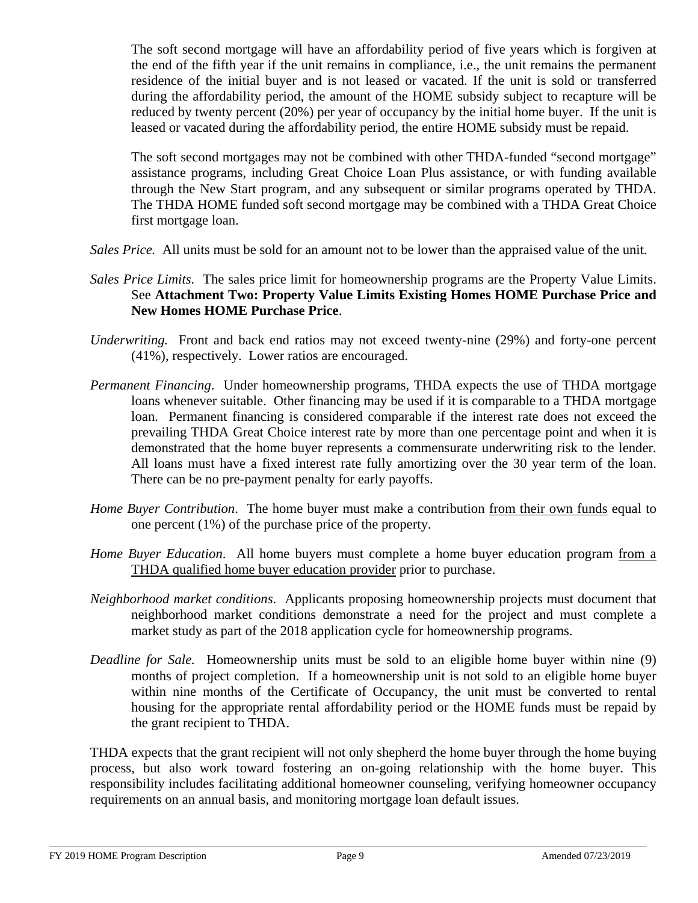The soft second mortgage will have an affordability period of five years which is forgiven at the end of the fifth year if the unit remains in compliance, i.e., the unit remains the permanent residence of the initial buyer and is not leased or vacated. If the unit is sold or transferred during the affordability period, the amount of the HOME subsidy subject to recapture will be reduced by twenty percent (20%) per year of occupancy by the initial home buyer. If the unit is leased or vacated during the affordability period, the entire HOME subsidy must be repaid.

The soft second mortgages may not be combined with other THDA-funded "second mortgage" assistance programs, including Great Choice Loan Plus assistance, or with funding available through the New Start program, and any subsequent or similar programs operated by THDA. The THDA HOME funded soft second mortgage may be combined with a THDA Great Choice first mortgage loan.

*Sales Price.* All units must be sold for an amount not to be lower than the appraised value of the unit.

*Sales Price Limits.* The sales price limit for homeownership programs are the Property Value Limits. See **Attachment Two: Property Value Limits Existing Homes HOME Purchase Price and New Homes HOME Purchase Price**.

*Underwriting.* Front and back end ratios may not exceed twenty-nine (29%) and forty-one percent (41%), respectively. Lower ratios are encouraged.

*Permanent Financing*. Under homeownership programs, THDA expects the use of THDA mortgage loans whenever suitable. Other financing may be used if it is comparable to a THDA mortgage loan. Permanent financing is considered comparable if the interest rate does not exceed the prevailing THDA Great Choice interest rate by more than one percentage point and when it is demonstrated that the home buyer represents a commensurate underwriting risk to the lender. All loans must have a fixed interest rate fully amortizing over the 30 year term of the loan. There can be no pre-payment penalty for early payoffs.

*Home Buyer Contribution*. The home buyer must make a contribution <u>from their own funds</u> equal to one percent (1%) of the purchase price of the property.

*Home Buyer Education*. All home buyers must complete a home buyer education program <u>from a THDA qualified home buyer education provider</u> prior to purchase.

*Neighborhood market conditions*. Applicants proposing homeownership projects must document that neighborhood market conditions demonstrate a need for the project and must complete a market study as part of the 2018 application cycle for homeownership programs.

*Deadline for Sale.* Homeownership units must be sold to an eligible home buyer within nine (9) months of project completion. If a homeownership unit is not sold to an eligible home buyer within nine months of the Certificate of Occupancy, the unit must be converted to rental housing for the appropriate rental affordability period or the HOME funds must be repaid by the grant recipient to THDA.

THDA expects that the grant recipient will not only shepherd the home buyer through the home buying process, but also work toward fostering an on-going relationship with the home buyer. This responsibility includes facilitating additional homeowner counseling, verifying homeowner occupancy requirements on an annual basis, and monitoring mortgage loan default issues.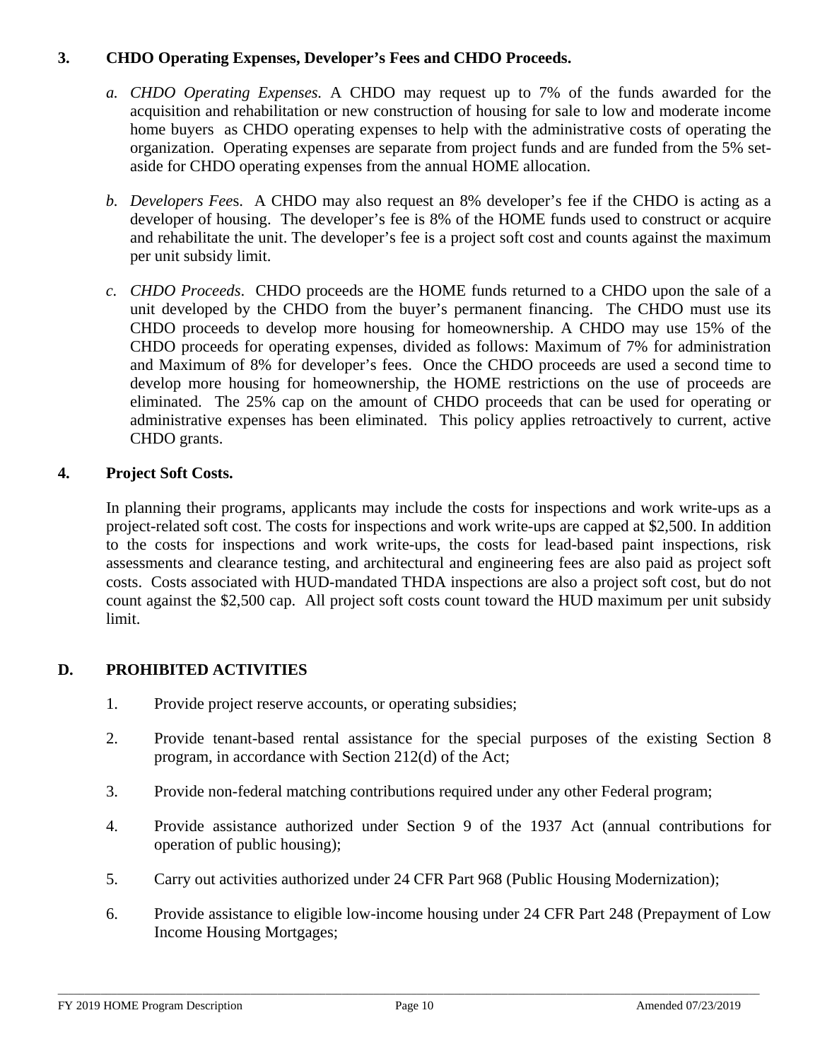### 3. CHDO Operating Expenses, Developer's Fees and CHDO Proceeds.

*a. CHDO Operating Expenses.* A CHDO may request up to 7% of the funds awarded for the acquisition and rehabilitation or new construction of housing for sale to low and moderate income home buyers as CHDO operating expenses to help with the administrative costs of operating the organization. Operating expenses are separate from project funds and are funded from the 5% set-aside for CHDO operating expenses from the annual HOME allocation.

*b. Developers Fees.* A CHDO may also request an 8% developer's fee if the CHDO is acting as a developer of housing. The developer's fee is 8% of the HOME funds used to construct or acquire and rehabilitate the unit. The developer's fee is a project soft cost and counts against the maximum per unit subsidy limit.

*c. CHDO Proceeds.* CHDO proceeds are the HOME funds returned to a CHDO upon the sale of a unit developed by the CHDO from the buyer's permanent financing. The CHDO must use its CHDO proceeds to develop more housing for homeownership. A CHDO may use 15% of the CHDO proceeds for operating expenses, divided as follows: Maximum of 7% for administration and Maximum of 8% for developer's fees. Once the CHDO proceeds are used a second time to develop more housing for homeownership, the HOME restrictions on the use of proceeds are eliminated. The 25% cap on the amount of CHDO proceeds that can be used for operating or administrative expenses has been eliminated. This policy applies retroactively to current, active CHDO grants.

### 4. Project Soft Costs.

In planning their programs, applicants may include the costs for inspections and work write-ups as a project-related soft cost. The costs for inspections and work write-ups are capped at $2,500. In addition to the costs for inspections and work write-ups, the costs for lead-based paint inspections, risk assessments and clearance testing, and architectural and engineering fees are also paid as project soft costs. Costs associated with HUD-mandated THDA inspections are also a project soft cost, but do not count against the $2,500 cap. All project soft costs count toward the HUD maximum per unit subsidy limit.

## D. PROHIBITED ACTIVITIES

1. Provide project reserve accounts, or operating subsidies;
2. Provide tenant-based rental assistance for the special purposes of the existing Section 8 program, in accordance with Section 212(d) of the Act;
3. Provide non-federal matching contributions required under any other Federal program;
4. Provide assistance authorized under Section 9 of the 1937 Act (annual contributions for operation of public housing);
5. Carry out activities authorized under 24 CFR Part 968 (Public Housing Modernization);
6. Provide assistance to eligible low-income housing under 24 CFR Part 248 (Prepayment of Low Income Housing Mortgages;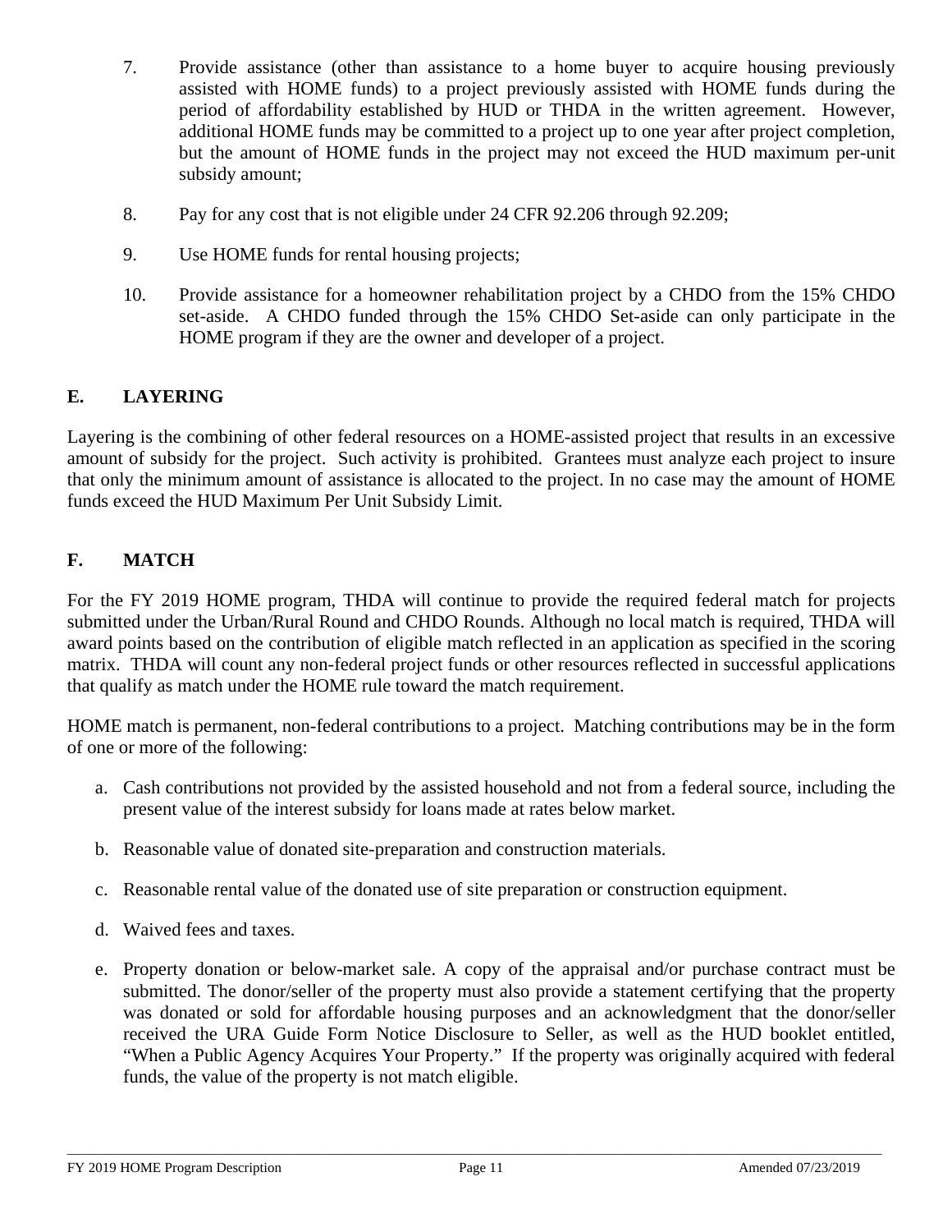7. Provide assistance (other than assistance to a home buyer to acquire housing previously assisted with HOME funds) to a project previously assisted with HOME funds during the period of affordability established by HUD or THDA in the written agreement. However, additional HOME funds may be committed to a project up to one year after project completion, but the amount of HOME funds in the project may not exceed the HUD maximum per-unit subsidy amount;

8. Pay for any cost that is not eligible under 24 CFR 92.206 through 92.209;

9. Use HOME funds for rental housing projects;

10. Provide assistance for a homeowner rehabilitation project by a CHDO from the 15% CHDO set-aside. A CHDO funded through the 15% CHDO Set-aside can only participate in the HOME program if they are the owner and developer of a project.

## E. LAYERING

Layering is the combining of other federal resources on a HOME-assisted project that results in an excessive amount of subsidy for the project. Such activity is prohibited. Grantees must analyze each project to insure that only the minimum amount of assistance is allocated to the project. In no case may the amount of HOME funds exceed the HUD Maximum Per Unit Subsidy Limit.

## F. MATCH

For the FY 2019 HOME program, THDA will continue to provide the required federal match for projects submitted under the Urban/Rural Round and CHDO Rounds. Although no local match is required, THDA will award points based on the contribution of eligible match reflected in an application as specified in the scoring matrix. THDA will count any non-federal project funds or other resources reflected in successful applications that qualify as match under the HOME rule toward the match requirement.

HOME match is permanent, non-federal contributions to a project. Matching contributions may be in the form of one or more of the following:

a. Cash contributions not provided by the assisted household and not from a federal source, including the present value of the interest subsidy for loans made at rates below market.

b. Reasonable value of donated site-preparation and construction materials.

c. Reasonable rental value of the donated use of site preparation or construction equipment.

d. Waived fees and taxes.

e. Property donation or below-market sale. A copy of the appraisal and/or purchase contract must be submitted. The donor/seller of the property must also provide a statement certifying that the property was donated or sold for affordable housing purposes and an acknowledgment that the donor/seller received the URA Guide Form Notice Disclosure to Seller, as well as the HUD booklet entitled, "When a Public Agency Acquires Your Property." If the property was originally acquired with federal funds, the value of the property is not match eligible.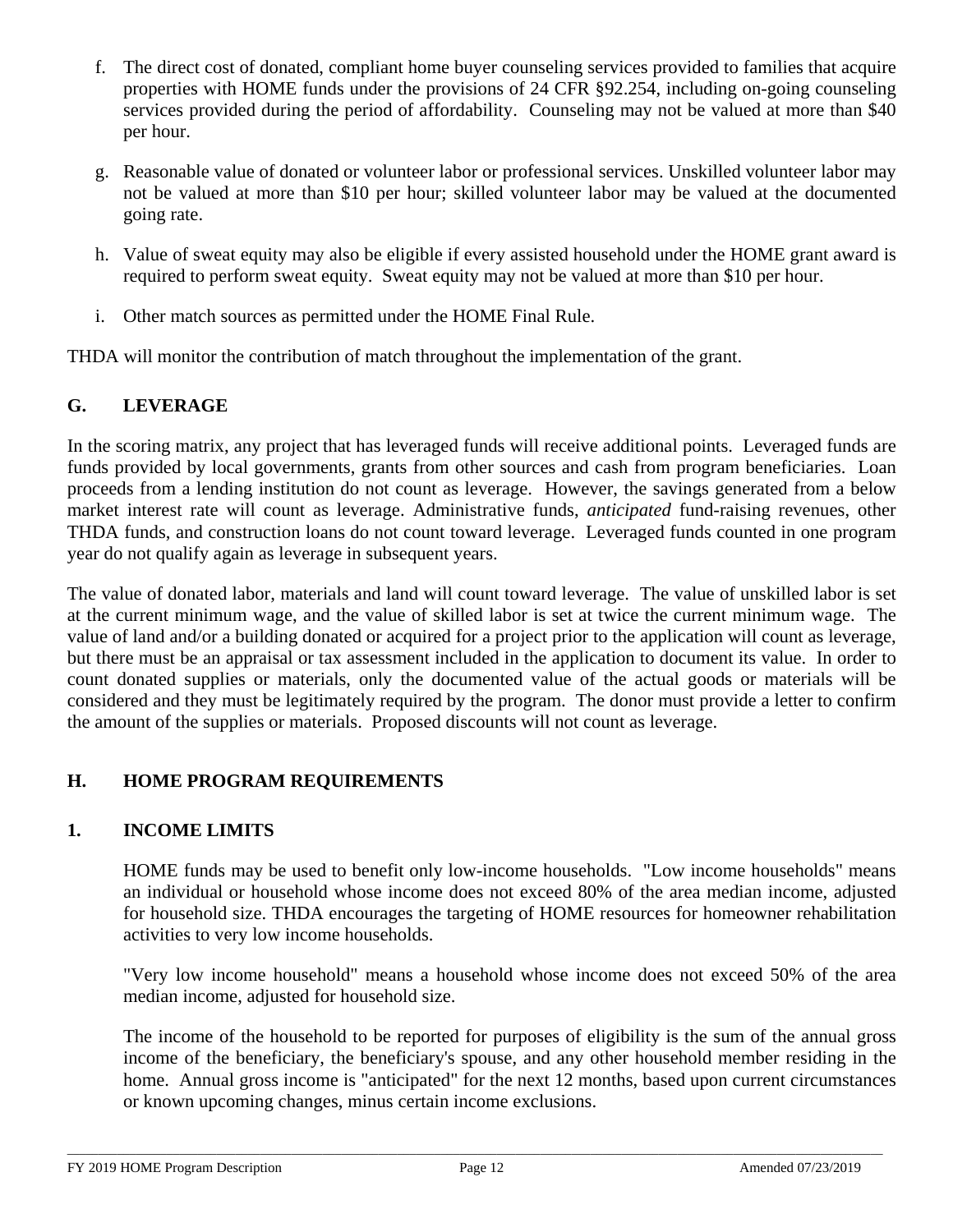f. The direct cost of donated, compliant home buyer counseling services provided to families that acquire properties with HOME funds under the provisions of 24 CFR §92.254, including on-going counseling services provided during the period of affordability. Counseling may not be valued at more than $40 per hour.

g. Reasonable value of donated or volunteer labor or professional services. Unskilled volunteer labor may not be valued at more than $10 per hour; skilled volunteer labor may be valued at the documented going rate.

h. Value of sweat equity may also be eligible if every assisted household under the HOME grant award is required to perform sweat equity. Sweat equity may not be valued at more than $10 per hour.

i. Other match sources as permitted under the HOME Final Rule.

THDA will monitor the contribution of match throughout the implementation of the grant.

## G. LEVERAGE

In the scoring matrix, any project that has leveraged funds will receive additional points. Leveraged funds are funds provided by local governments, grants from other sources and cash from program beneficiaries. Loan proceeds from a lending institution do not count as leverage. However, the savings generated from a below market interest rate will count as leverage. Administrative funds, *anticipated* fund-raising revenues, other THDA funds, and construction loans do not count toward leverage. Leveraged funds counted in one program year do not qualify again as leverage in subsequent years.

The value of donated labor, materials and land will count toward leverage. The value of unskilled labor is set at the current minimum wage, and the value of skilled labor is set at twice the current minimum wage. The value of land and/or a building donated or acquired for a project prior to the application will count as leverage, but there must be an appraisal or tax assessment included in the application to document its value. In order to count donated supplies or materials, only the documented value of the actual goods or materials will be considered and they must be legitimately required by the program. The donor must provide a letter to confirm the amount of the supplies or materials. Proposed discounts will not count as leverage.

## H. HOME PROGRAM REQUIREMENTS

### 1. INCOME LIMITS

HOME funds may be used to benefit only low-income households. "Low income households" means an individual or household whose income does not exceed 80% of the area median income, adjusted for household size. THDA encourages the targeting of HOME resources for homeowner rehabilitation activities to very low income households.

"Very low income household" means a household whose income does not exceed 50% of the area median income, adjusted for household size.

The income of the household to be reported for purposes of eligibility is the sum of the annual gross income of the beneficiary, the beneficiary's spouse, and any other household member residing in the home. Annual gross income is "anticipated" for the next 12 months, based upon current circumstances or known upcoming changes, minus certain income exclusions.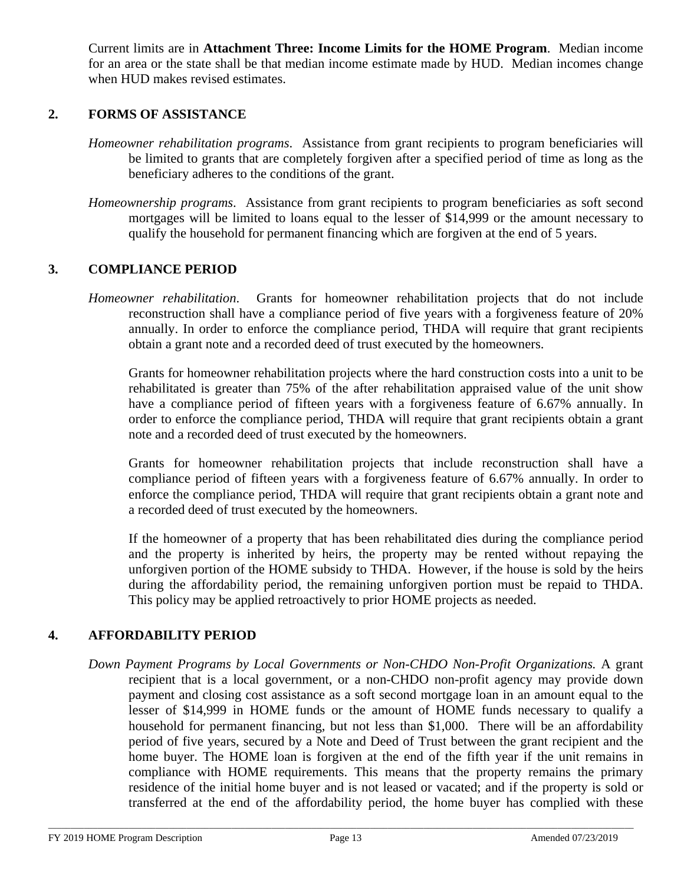Current limits are in **Attachment Three: Income Limits for the HOME Program**. Median income for an area or the state shall be that median income estimate made by HUD. Median incomes change when HUD makes revised estimates.

## 2. FORMS OF ASSISTANCE

*Homeowner rehabilitation programs*. Assistance from grant recipients to program beneficiaries will be limited to grants that are completely forgiven after a specified period of time as long as the beneficiary adheres to the conditions of the grant.

*Homeownership programs.* Assistance from grant recipients to program beneficiaries as soft second mortgages will be limited to loans equal to the lesser of $14,999 or the amount necessary to qualify the household for permanent financing which are forgiven at the end of 5 years.

## 3. COMPLIANCE PERIOD

*Homeowner rehabilitation.* Grants for homeowner rehabilitation projects that do not include reconstruction shall have a compliance period of five years with a forgiveness feature of 20% annually. In order to enforce the compliance period, THDA will require that grant recipients obtain a grant note and a recorded deed of trust executed by the homeowners.

Grants for homeowner rehabilitation projects where the hard construction costs into a unit to be rehabilitated is greater than 75% of the after rehabilitation appraised value of the unit show have a compliance period of fifteen years with a forgiveness feature of 6.67% annually. In order to enforce the compliance period, THDA will require that grant recipients obtain a grant note and a recorded deed of trust executed by the homeowners.

Grants for homeowner rehabilitation projects that include reconstruction shall have a compliance period of fifteen years with a forgiveness feature of 6.67% annually. In order to enforce the compliance period, THDA will require that grant recipients obtain a grant note and a recorded deed of trust executed by the homeowners.

If the homeowner of a property that has been rehabilitated dies during the compliance period and the property is inherited by heirs, the property may be rented without repaying the unforgiven portion of the HOME subsidy to THDA. However, if the house is sold by the heirs during the affordability period, the remaining unforgiven portion must be repaid to THDA. This policy may be applied retroactively to prior HOME projects as needed.

## 4. AFFORDABILITY PERIOD

*Down Payment Programs by Local Governments or Non-CHDO Non-Profit Organizations.* A grant recipient that is a local government, or a non-CHDO non-profit agency may provide down payment and closing cost assistance as a soft second mortgage loan in an amount equal to the lesser of $14,999 in HOME funds or the amount of HOME funds necessary to qualify a household for permanent financing, but not less than $1,000. There will be an affordability period of five years, secured by a Note and Deed of Trust between the grant recipient and the home buyer. The HOME loan is forgiven at the end of the fifth year if the unit remains in compliance with HOME requirements. This means that the property remains the primary residence of the initial home buyer and is not leased or vacated; and if the property is sold or transferred at the end of the affordability period, the home buyer has complied with these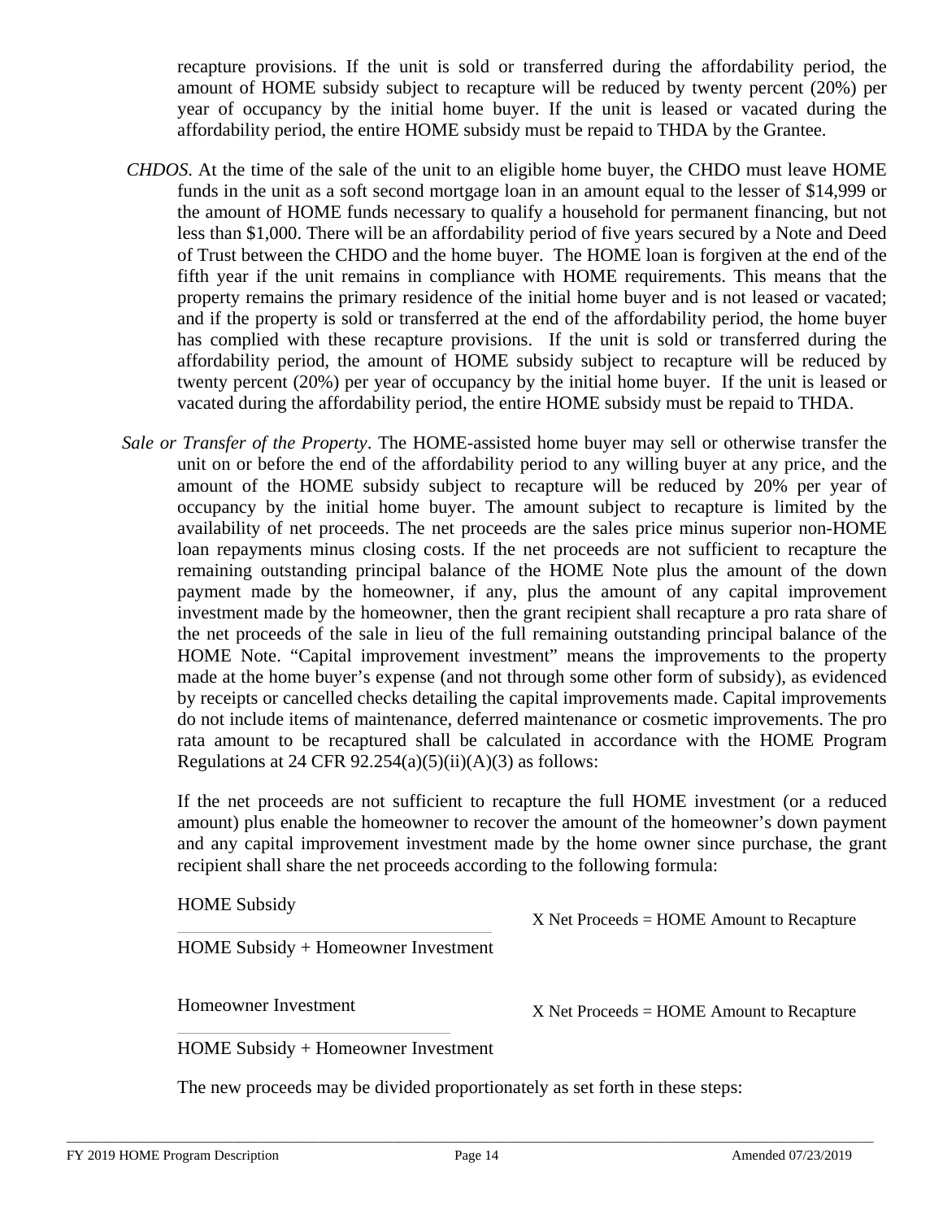recapture provisions. If the unit is sold or transferred during the affordability period, the amount of HOME subsidy subject to recapture will be reduced by twenty percent (20%) per year of occupancy by the initial home buyer. If the unit is leased or vacated during the affordability period, the entire HOME subsidy must be repaid to THDA by the Grantee.

*CHDOS*. At the time of the sale of the unit to an eligible home buyer, the CHDO must leave HOME funds in the unit as a soft second mortgage loan in an amount equal to the lesser of $14,999 or the amount of HOME funds necessary to qualify a household for permanent financing, but not less than $1,000. There will be an affordability period of five years secured by a Note and Deed of Trust between the CHDO and the home buyer. The HOME loan is forgiven at the end of the fifth year if the unit remains in compliance with HOME requirements. This means that the property remains the primary residence of the initial home buyer and is not leased or vacated; and if the property is sold or transferred at the end of the affordability period, the home buyer has complied with these recapture provisions. If the unit is sold or transferred during the affordability period, the amount of HOME subsidy subject to recapture will be reduced by twenty percent (20%) per year of occupancy by the initial home buyer. If the unit is leased or vacated during the affordability period, the entire HOME subsidy must be repaid to THDA.

*Sale or Transfer of the Property*. The HOME-assisted home buyer may sell or otherwise transfer the unit on or before the end of the affordability period to any willing buyer at any price, and the amount of the HOME subsidy subject to recapture will be reduced by 20% per year of occupancy by the initial home buyer. The amount subject to recapture is limited by the availability of net proceeds. The net proceeds are the sales price minus superior non-HOME loan repayments minus closing costs. If the net proceeds are not sufficient to recapture the remaining outstanding principal balance of the HOME Note plus the amount of the down payment made by the homeowner, if any, plus the amount of any capital improvement investment made by the homeowner, then the grant recipient shall recapture a pro rata share of the net proceeds of the sale in lieu of the full remaining outstanding principal balance of the HOME Note. "Capital improvement investment" means the improvements to the property made at the home buyer's expense (and not through some other form of subsidy), as evidenced by receipts or cancelled checks detailing the capital improvements made. Capital improvements do not include items of maintenance, deferred maintenance or cosmetic improvements. The pro rata amount to be recaptured shall be calculated in accordance with the HOME Program Regulations at 24 CFR 92.254(a)(5)(ii)(A)(3) as follows:

If the net proceeds are not sufficient to recapture the full HOME investment (or a reduced amount) plus enable the homeowner to recover the amount of the homeowner's down payment and any capital improvement investment made by the home owner since purchase, the grant recipient shall share the net proceeds according to the following formula:

$$\frac{\text{HOME Subsidy}}{\text{HOME Subsidy + Homeowner Investment}} \times \text{Net Proceeds} = \text{HOME Amount to Recapture}$$

$$\frac{\text{Homeowner Investment}}{\text{HOME Subsidy + Homeowner Investment}} \times \text{Net Proceeds} = \text{HOME Amount to Recapture}$$

The new proceeds may be divided proportionately as set forth in these steps: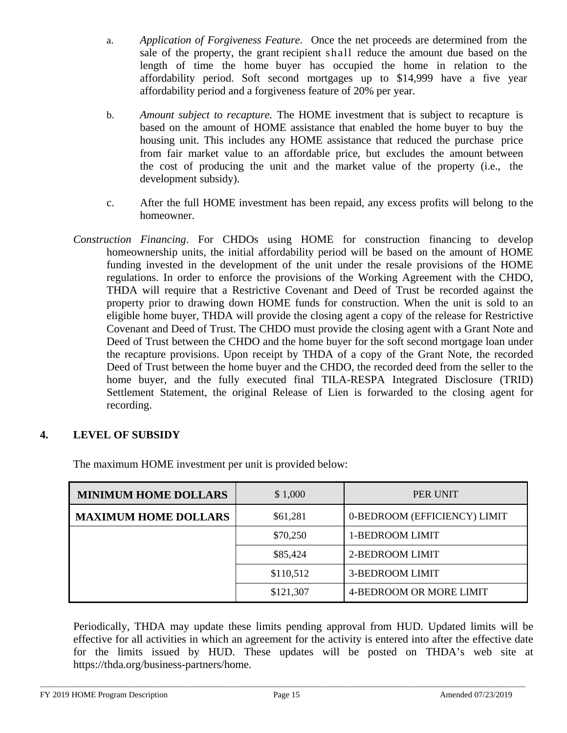a. *Application of Forgiveness Feature*. Once the net proceeds are determined from the sale of the property, the grant recipient shall reduce the amount due based on the length of time the home buyer has occupied the home in relation to the affordability period. Soft second mortgages up to $14,999 have a five year affordability period and a forgiveness feature of 20% per year.

b. *Amount subject to recapture.* The HOME investment that is subject to recapture is based on the amount of HOME assistance that enabled the home buyer to buy the housing unit. This includes any HOME assistance that reduced the purchase price from fair market value to an affordable price, but excludes the amount between the cost of producing the unit and the market value of the property (i.e., the development subsidy).

c. After the full HOME investment has been repaid, any excess profits will belong to the homeowner.

*Construction Financing*. For CHDOs using HOME for construction financing to develop homeownership units, the initial affordability period will be based on the amount of HOME funding invested in the development of the unit under the resale provisions of the HOME regulations. In order to enforce the provisions of the Working Agreement with the CHDO, THDA will require that a Restrictive Covenant and Deed of Trust be recorded against the property prior to drawing down HOME funds for construction. When the unit is sold to an eligible home buyer, THDA will provide the closing agent a copy of the release for Restrictive Covenant and Deed of Trust. The CHDO must provide the closing agent with a Grant Note and Deed of Trust between the CHDO and the home buyer for the soft second mortgage loan under the recapture provisions. Upon receipt by THDA of a copy of the Grant Note, the recorded Deed of Trust between the home buyer and the CHDO, the recorded deed from the seller to the home buyer, and the fully executed final TILA-RESPA Integrated Disclosure (TRID) Settlement Statement, the original Release of Lien is forwarded to the closing agent for recording.

## 4. LEVEL OF SUBSIDY

The maximum HOME investment per unit is provided below:

| MINIMUM HOME DOLLARS | $ 1,000 | PER UNIT |
|---|---|---|
| **MAXIMUM HOME DOLLARS** | $61,281 | 0-BEDROOM (EFFICIENCY) LIMIT |
| | $70,250 | 1-BEDROOM LIMIT |
| | $85,424 | 2-BEDROOM LIMIT |
| | $110,512 | 3-BEDROOM LIMIT |
| | $121,307 | 4-BEDROOM OR MORE LIMIT |

Periodically, THDA may update these limits pending approval from HUD. Updated limits will be effective for all activities in which an agreement for the activity is entered into after the effective date for the limits issued by HUD. These updates will be posted on THDA's web site at https://thda.org/business-partners/home.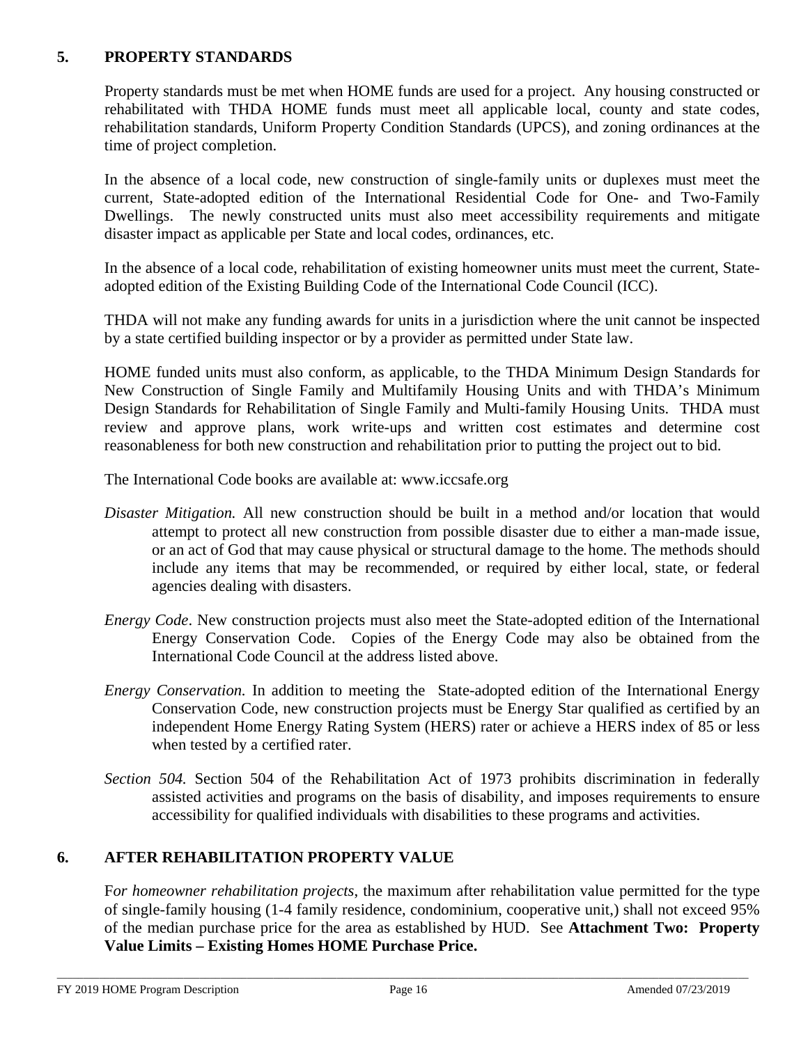## 5. PROPERTY STANDARDS

Property standards must be met when HOME funds are used for a project. Any housing constructed or rehabilitated with THDA HOME funds must meet all applicable local, county and state codes, rehabilitation standards, Uniform Property Condition Standards (UPCS), and zoning ordinances at the time of project completion.

In the absence of a local code, new construction of single-family units or duplexes must meet the current, State-adopted edition of the International Residential Code for One- and Two-Family Dwellings. The newly constructed units must also meet accessibility requirements and mitigate disaster impact as applicable per State and local codes, ordinances, etc.

In the absence of a local code, rehabilitation of existing homeowner units must meet the current, State-adopted edition of the Existing Building Code of the International Code Council (ICC).

THDA will not make any funding awards for units in a jurisdiction where the unit cannot be inspected by a state certified building inspector or by a provider as permitted under State law.

HOME funded units must also conform, as applicable, to the THDA Minimum Design Standards for New Construction of Single Family and Multifamily Housing Units and with THDA's Minimum Design Standards for Rehabilitation of Single Family and Multi-family Housing Units. THDA must review and approve plans, work write-ups and written cost estimates and determine cost reasonableness for both new construction and rehabilitation prior to putting the project out to bid.

The International Code books are available at: www.iccsafe.org

*Disaster Mitigation.* All new construction should be built in a method and/or location that would attempt to protect all new construction from possible disaster due to either a man-made issue, or an act of God that may cause physical or structural damage to the home. The methods should include any items that may be recommended, or required by either local, state, or federal agencies dealing with disasters.

*Energy Code*. New construction projects must also meet the State-adopted edition of the International Energy Conservation Code. Copies of the Energy Code may also be obtained from the International Code Council at the address listed above.

*Energy Conservation.* In addition to meeting the State-adopted edition of the International Energy Conservation Code, new construction projects must be Energy Star qualified as certified by an independent Home Energy Rating System (HERS) rater or achieve a HERS index of 85 or less when tested by a certified rater.

*Section 504.* Section 504 of the Rehabilitation Act of 1973 prohibits discrimination in federally assisted activities and programs on the basis of disability, and imposes requirements to ensure accessibility for qualified individuals with disabilities to these programs and activities.

## 6. AFTER REHABILITATION PROPERTY VALUE

F*or homeowner rehabilitation projects*, the maximum after rehabilitation value permitted for the type of single-family housing (1-4 family residence, condominium, cooperative unit,) shall not exceed 95% of the median purchase price for the area as established by HUD. See **Attachment Two: Property Value Limits – Existing Homes HOME Purchase Price.**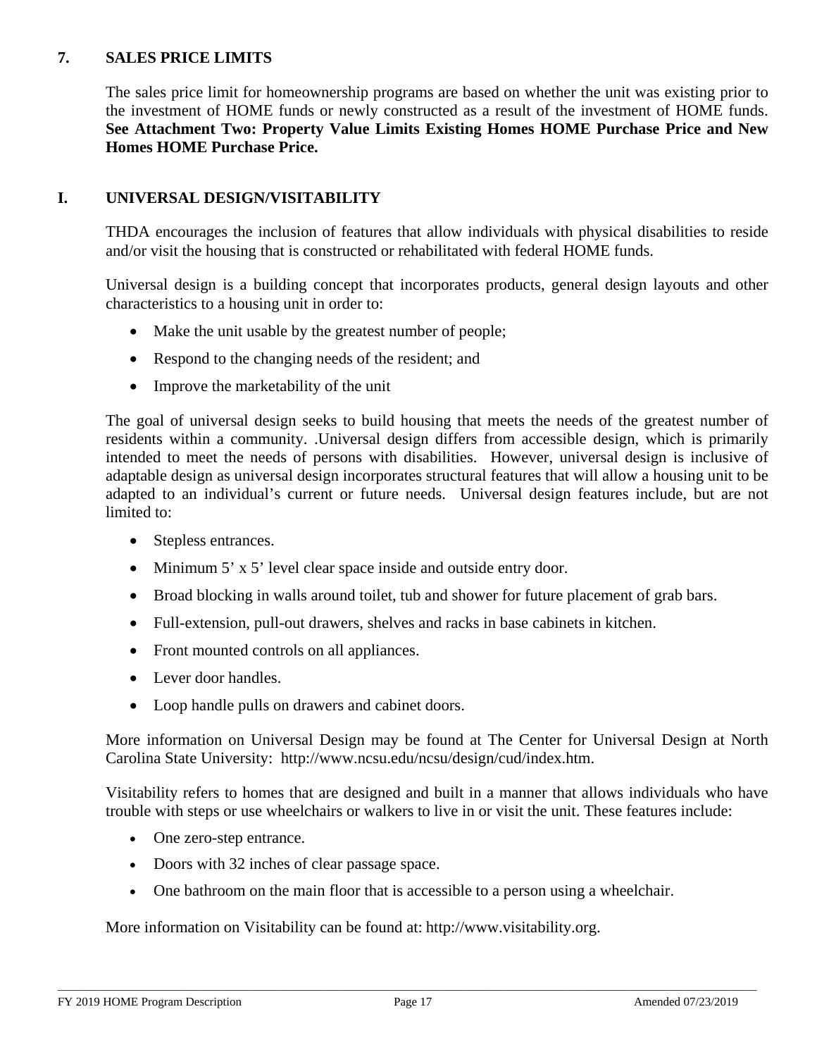### 7. SALES PRICE LIMITS

The sales price limit for homeownership programs are based on whether the unit was existing prior to the investment of HOME funds or newly constructed as a result of the investment of HOME funds. **See Attachment Two: Property Value Limits Existing Homes HOME Purchase Price and New Homes HOME Purchase Price.**

## I. UNIVERSAL DESIGN/VISITABILITY

THDA encourages the inclusion of features that allow individuals with physical disabilities to reside and/or visit the housing that is constructed or rehabilitated with federal HOME funds.

Universal design is a building concept that incorporates products, general design layouts and other characteristics to a housing unit in order to:

- Make the unit usable by the greatest number of people;
- Respond to the changing needs of the resident; and
- Improve the marketability of the unit

The goal of universal design seeks to build housing that meets the needs of the greatest number of residents within a community. .Universal design differs from accessible design, which is primarily intended to meet the needs of persons with disabilities. However, universal design is inclusive of adaptable design as universal design incorporates structural features that will allow a housing unit to be adapted to an individual's current or future needs. Universal design features include, but are not limited to:

- Stepless entrances.
- Minimum 5' x 5' level clear space inside and outside entry door.
- Broad blocking in walls around toilet, tub and shower for future placement of grab bars.
- Full-extension, pull-out drawers, shelves and racks in base cabinets in kitchen.
- Front mounted controls on all appliances.
- Lever door handles.
- Loop handle pulls on drawers and cabinet doors.

More information on Universal Design may be found at The Center for Universal Design at North Carolina State University: http://www.ncsu.edu/ncsu/design/cud/index.htm.

Visitability refers to homes that are designed and built in a manner that allows individuals who have trouble with steps or use wheelchairs or walkers to live in or visit the unit. These features include:

- One zero-step entrance.
- Doors with 32 inches of clear passage space.
- One bathroom on the main floor that is accessible to a person using a wheelchair.

More information on Visitability can be found at: http://www.visitability.org.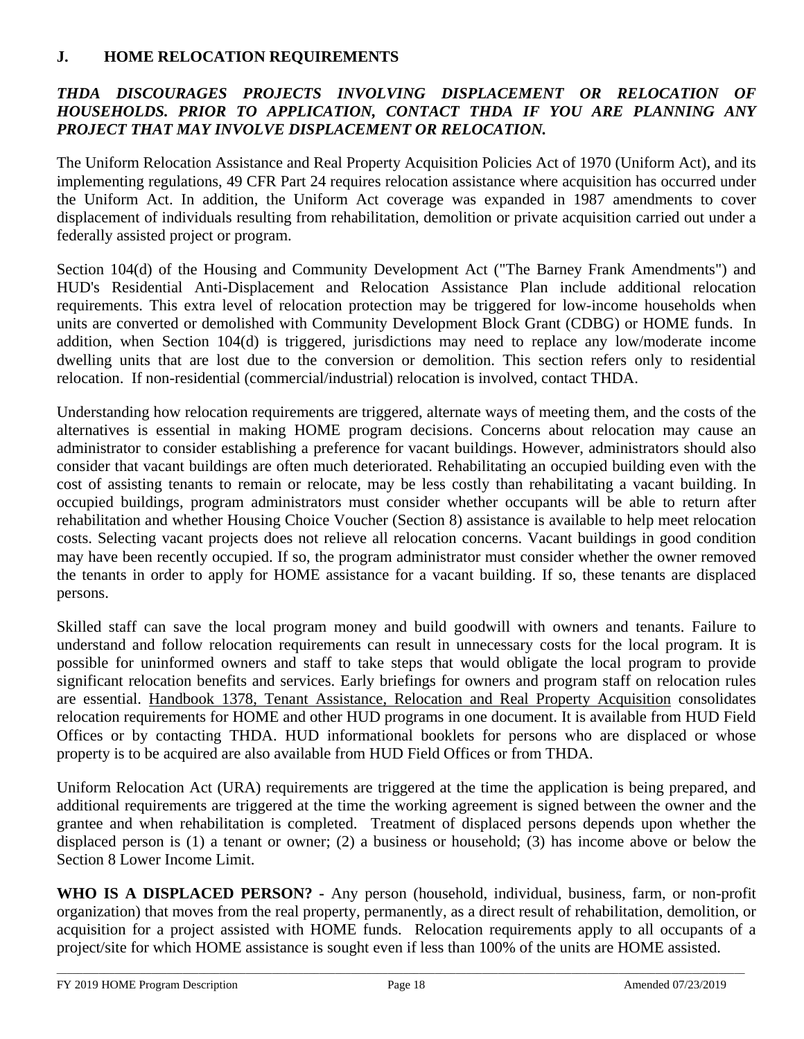## J. HOME RELOCATION REQUIREMENTS

***THDA DISCOURAGES PROJECTS INVOLVING DISPLACEMENT OR RELOCATION OF HOUSEHOLDS. PRIOR TO APPLICATION, CONTACT THDA IF YOU ARE PLANNING ANY PROJECT THAT MAY INVOLVE DISPLACEMENT OR RELOCATION.***

The Uniform Relocation Assistance and Real Property Acquisition Policies Act of 1970 (Uniform Act), and its implementing regulations, 49 CFR Part 24 requires relocation assistance where acquisition has occurred under the Uniform Act. In addition, the Uniform Act coverage was expanded in 1987 amendments to cover displacement of individuals resulting from rehabilitation, demolition or private acquisition carried out under a federally assisted project or program.

Section 104(d) of the Housing and Community Development Act ("The Barney Frank Amendments") and HUD's Residential Anti-Displacement and Relocation Assistance Plan include additional relocation requirements. This extra level of relocation protection may be triggered for low-income households when units are converted or demolished with Community Development Block Grant (CDBG) or HOME funds. In addition, when Section 104(d) is triggered, jurisdictions may need to replace any low/moderate income dwelling units that are lost due to the conversion or demolition. This section refers only to residential relocation. If non-residential (commercial/industrial) relocation is involved, contact THDA.

Understanding how relocation requirements are triggered, alternate ways of meeting them, and the costs of the alternatives is essential in making HOME program decisions. Concerns about relocation may cause an administrator to consider establishing a preference for vacant buildings. However, administrators should also consider that vacant buildings are often much deteriorated. Rehabilitating an occupied building even with the cost of assisting tenants to remain or relocate, may be less costly than rehabilitating a vacant building. In occupied buildings, program administrators must consider whether occupants will be able to return after rehabilitation and whether Housing Choice Voucher (Section 8) assistance is available to help meet relocation costs. Selecting vacant projects does not relieve all relocation concerns. Vacant buildings in good condition may have been recently occupied. If so, the program administrator must consider whether the owner removed the tenants in order to apply for HOME assistance for a vacant building. If so, these tenants are displaced persons.

Skilled staff can save the local program money and build goodwill with owners and tenants. Failure to understand and follow relocation requirements can result in unnecessary costs for the local program. It is possible for uninformed owners and staff to take steps that would obligate the local program to provide significant relocation benefits and services. Early briefings for owners and program staff on relocation rules are essential. Handbook 1378, Tenant Assistance, Relocation and Real Property Acquisition consolidates relocation requirements for HOME and other HUD programs in one document. It is available from HUD Field Offices or by contacting THDA. HUD informational booklets for persons who are displaced or whose property is to be acquired are also available from HUD Field Offices or from THDA.

Uniform Relocation Act (URA) requirements are triggered at the time the application is being prepared, and additional requirements are triggered at the time the working agreement is signed between the owner and the grantee and when rehabilitation is completed. Treatment of displaced persons depends upon whether the displaced person is (1) a tenant or owner; (2) a business or household; (3) has income above or below the Section 8 Lower Income Limit.

**WHO IS A DISPLACED PERSON? -** Any person (household, individual, business, farm, or non-profit organization) that moves from the real property, permanently, as a direct result of rehabilitation, demolition, or acquisition for a project assisted with HOME funds. Relocation requirements apply to all occupants of a project/site for which HOME assistance is sought even if less than 100% of the units are HOME assisted.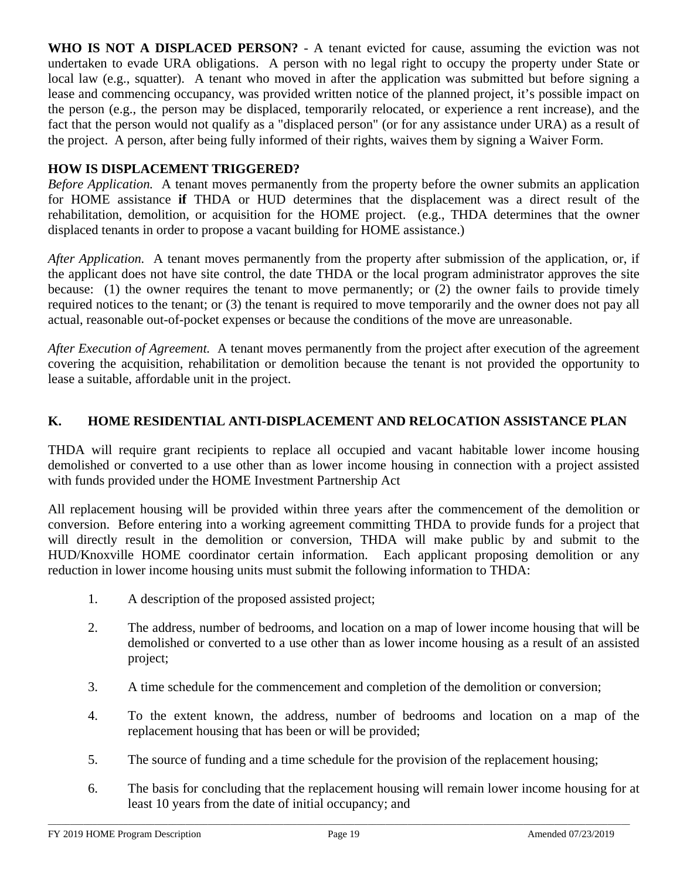**WHO IS NOT A DISPLACED PERSON?** - A tenant evicted for cause, assuming the eviction was not undertaken to evade URA obligations. A person with no legal right to occupy the property under State or local law (e.g., squatter). A tenant who moved in after the application was submitted but before signing a lease and commencing occupancy, was provided written notice of the planned project, it's possible impact on the person (e.g., the person may be displaced, temporarily relocated, or experience a rent increase), and the fact that the person would not qualify as a "displaced person" (or for any assistance under URA) as a result of the project. A person, after being fully informed of their rights, waives them by signing a Waiver Form.

**HOW IS DISPLACEMENT TRIGGERED?**

*Before Application.* A tenant moves permanently from the property before the owner submits an application for HOME assistance **if** THDA or HUD determines that the displacement was a direct result of the rehabilitation, demolition, or acquisition for the HOME project. (e.g., THDA determines that the owner displaced tenants in order to propose a vacant building for HOME assistance.)

*After Application.* A tenant moves permanently from the property after submission of the application, or, if the applicant does not have site control, the date THDA or the local program administrator approves the site because: (1) the owner requires the tenant to move permanently; or (2) the owner fails to provide timely required notices to the tenant; or (3) the tenant is required to move temporarily and the owner does not pay all actual, reasonable out-of-pocket expenses or because the conditions of the move are unreasonable.

*After Execution of Agreement.* A tenant moves permanently from the project after execution of the agreement covering the acquisition, rehabilitation or demolition because the tenant is not provided the opportunity to lease a suitable, affordable unit in the project.

## K. HOME RESIDENTIAL ANTI-DISPLACEMENT AND RELOCATION ASSISTANCE PLAN

THDA will require grant recipients to replace all occupied and vacant habitable lower income housing demolished or converted to a use other than as lower income housing in connection with a project assisted with funds provided under the HOME Investment Partnership Act

All replacement housing will be provided within three years after the commencement of the demolition or conversion. Before entering into a working agreement committing THDA to provide funds for a project that will directly result in the demolition or conversion, THDA will make public by and submit to the HUD/Knoxville HOME coordinator certain information. Each applicant proposing demolition or any reduction in lower income housing units must submit the following information to THDA:

1. A description of the proposed assisted project;
2. The address, number of bedrooms, and location on a map of lower income housing that will be demolished or converted to a use other than as lower income housing as a result of an assisted project;
3. A time schedule for the commencement and completion of the demolition or conversion;
4. To the extent known, the address, number of bedrooms and location on a map of the replacement housing that has been or will be provided;
5. The source of funding and a time schedule for the provision of the replacement housing;
6. The basis for concluding that the replacement housing will remain lower income housing for at least 10 years from the date of initial occupancy; and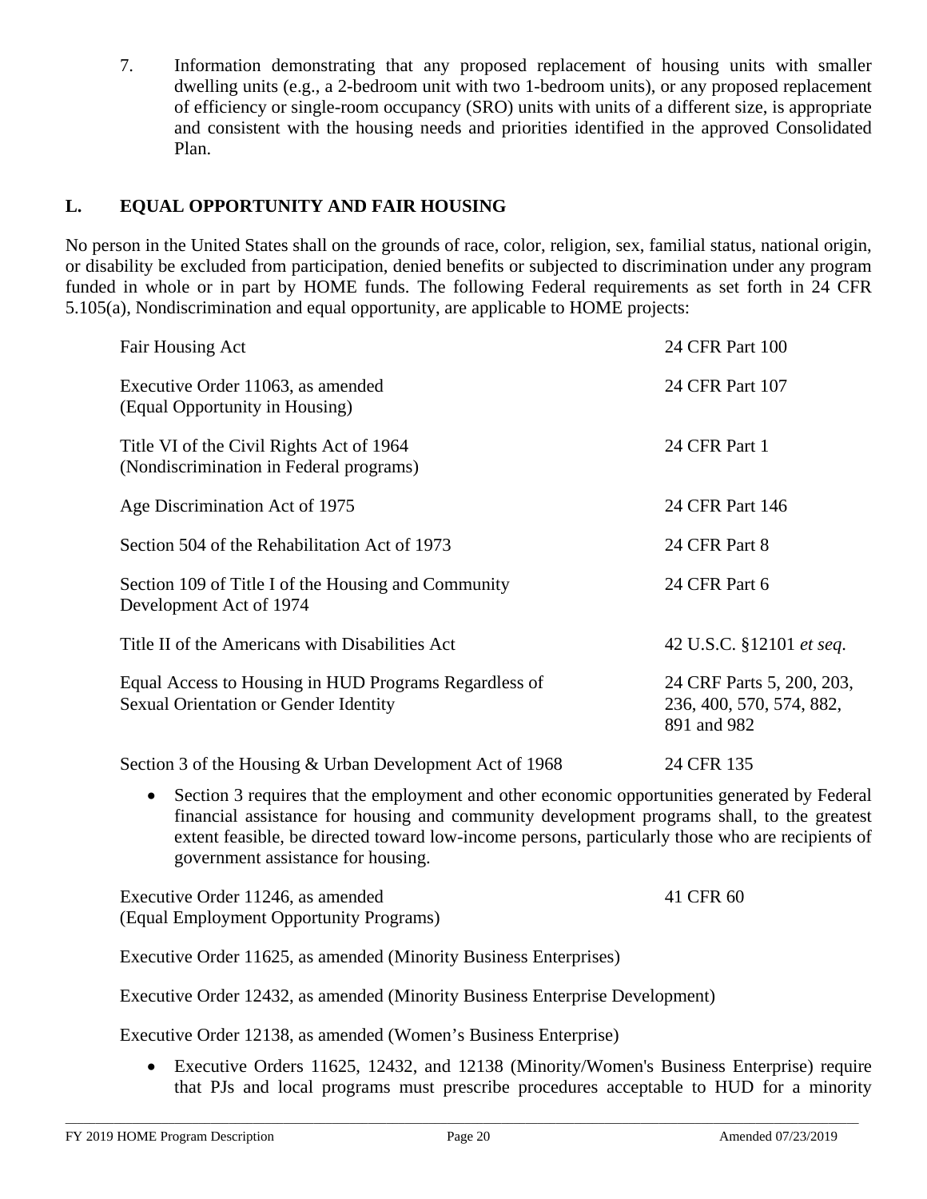7. Information demonstrating that any proposed replacement of housing units with smaller dwelling units (e.g., a 2-bedroom unit with two 1-bedroom units), or any proposed replacement of efficiency or single-room occupancy (SRO) units with units of a different size, is appropriate and consistent with the housing needs and priorities identified in the approved Consolidated Plan.

## L. EQUAL OPPORTUNITY AND FAIR HOUSING

No person in the United States shall on the grounds of race, color, religion, sex, familial status, national origin, or disability be excluded from participation, denied benefits or subjected to discrimination under any program funded in whole or in part by HOME funds. The following Federal requirements as set forth in 24 CFR 5.105(a), Nondiscrimination and equal opportunity, are applicable to HOME projects:

| | |
|---|---|
| Fair Housing Act | 24 CFR Part 100 |
| Executive Order 11063, as amended (Equal Opportunity in Housing) | 24 CFR Part 107 |
| Title VI of the Civil Rights Act of 1964 (Nondiscrimination in Federal programs) | 24 CFR Part 1 |
| Age Discrimination Act of 1975 | 24 CFR Part 146 |
| Section 504 of the Rehabilitation Act of 1973 | 24 CFR Part 8 |
| Section 109 of Title I of the Housing and Community Development Act of 1974 | 24 CFR Part 6 |
| Title II of the Americans with Disabilities Act | 42 U.S.C. §12101 *et seq.* |
| Equal Access to Housing in HUD Programs Regardless of Sexual Orientation or Gender Identity | 24 CRF Parts 5, 200, 203, 236, 400, 570, 574, 882, 891 and 982 |
| Section 3 of the Housing & Urban Development Act of 1968 | 24 CFR 135 |

- Section 3 requires that the employment and other economic opportunities generated by Federal financial assistance for housing and community development programs shall, to the greatest extent feasible, be directed toward low-income persons, particularly those who are recipients of government assistance for housing.

| | |
|---|---|
| Executive Order 11246, as amended (Equal Employment Opportunity Programs) | 41 CFR 60 |

Executive Order 11625, as amended (Minority Business Enterprises)

Executive Order 12432, as amended (Minority Business Enterprise Development)

Executive Order 12138, as amended (Women's Business Enterprise)

- Executive Orders 11625, 12432, and 12138 (Minority/Women's Business Enterprise) require that PJs and local programs must prescribe procedures acceptable to HUD for a minority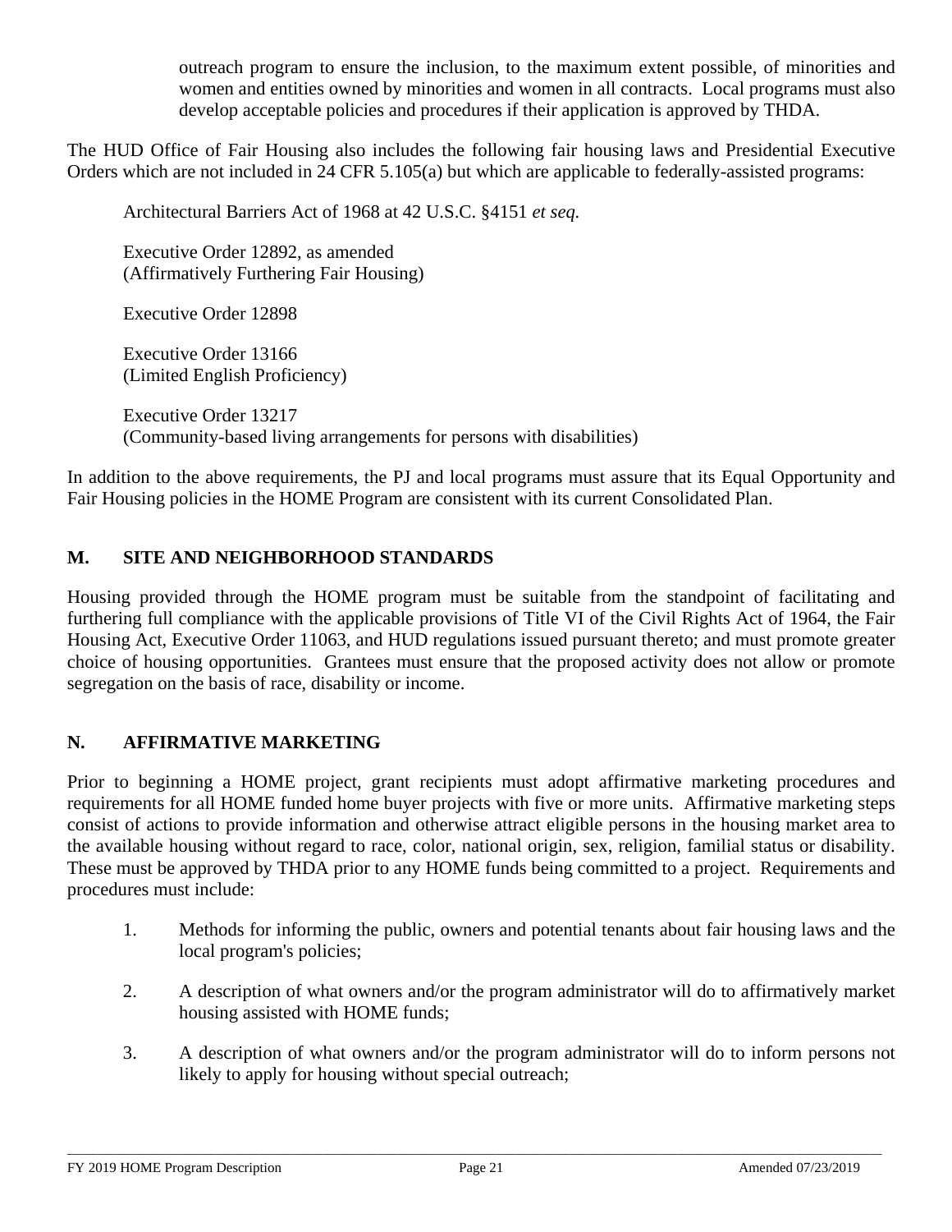outreach program to ensure the inclusion, to the maximum extent possible, of minorities and women and entities owned by minorities and women in all contracts. Local programs must also develop acceptable policies and procedures if their application is approved by THDA.

The HUD Office of Fair Housing also includes the following fair housing laws and Presidential Executive Orders which are not included in 24 CFR 5.105(a) but which are applicable to federally-assisted programs:

Architectural Barriers Act of 1968 at 42 U.S.C. §4151 *et seq.*

Executive Order 12892, as amended
(Affirmatively Furthering Fair Housing)

Executive Order 12898

Executive Order 13166
(Limited English Proficiency)

Executive Order 13217
(Community-based living arrangements for persons with disabilities)

In addition to the above requirements, the PJ and local programs must assure that its Equal Opportunity and Fair Housing policies in the HOME Program are consistent with its current Consolidated Plan.

## M. SITE AND NEIGHBORHOOD STANDARDS

Housing provided through the HOME program must be suitable from the standpoint of facilitating and furthering full compliance with the applicable provisions of Title VI of the Civil Rights Act of 1964, the Fair Housing Act, Executive Order 11063, and HUD regulations issued pursuant thereto; and must promote greater choice of housing opportunities. Grantees must ensure that the proposed activity does not allow or promote segregation on the basis of race, disability or income.

## N. AFFIRMATIVE MARKETING

Prior to beginning a HOME project, grant recipients must adopt affirmative marketing procedures and requirements for all HOME funded home buyer projects with five or more units. Affirmative marketing steps consist of actions to provide information and otherwise attract eligible persons in the housing market area to the available housing without regard to race, color, national origin, sex, religion, familial status or disability. These must be approved by THDA prior to any HOME funds being committed to a project. Requirements and procedures must include:

1. Methods for informing the public, owners and potential tenants about fair housing laws and the local program's policies;

2. A description of what owners and/or the program administrator will do to affirmatively market housing assisted with HOME funds;

3. A description of what owners and/or the program administrator will do to inform persons not likely to apply for housing without special outreach;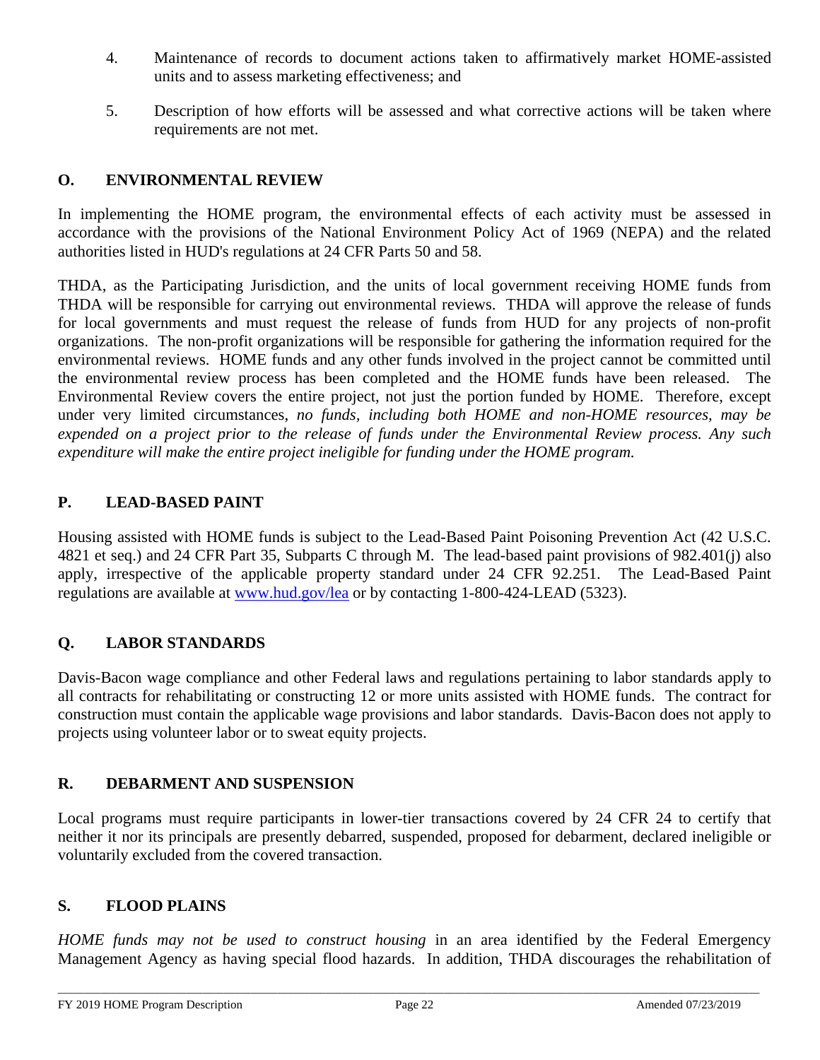4. Maintenance of records to document actions taken to affirmatively market HOME-assisted units and to assess marketing effectiveness; and

5. Description of how efforts will be assessed and what corrective actions will be taken where requirements are not met.

## O. ENVIRONMENTAL REVIEW

In implementing the HOME program, the environmental effects of each activity must be assessed in accordance with the provisions of the National Environment Policy Act of 1969 (NEPA) and the related authorities listed in HUD's regulations at 24 CFR Parts 50 and 58.

THDA, as the Participating Jurisdiction, and the units of local government receiving HOME funds from THDA will be responsible for carrying out environmental reviews. THDA will approve the release of funds for local governments and must request the release of funds from HUD for any projects of non-profit organizations. The non-profit organizations will be responsible for gathering the information required for the environmental reviews. HOME funds and any other funds involved in the project cannot be committed until the environmental review process has been completed and the HOME funds have been released. The Environmental Review covers the entire project, not just the portion funded by HOME. Therefore, except under very limited circumstances, *no funds, including both HOME and non-HOME resources, may be expended on a project prior to the release of funds under the Environmental Review process. Any such expenditure will make the entire project ineligible for funding under the HOME program.*

## P. LEAD-BASED PAINT

Housing assisted with HOME funds is subject to the Lead-Based Paint Poisoning Prevention Act (42 U.S.C. 4821 et seq.) and 24 CFR Part 35, Subparts C through M. The lead-based paint provisions of 982.401(j) also apply, irrespective of the applicable property standard under 24 CFR 92.251. The Lead-Based Paint regulations are available at [www.hud.gov/lea](www.hud.gov/lea) or by contacting 1-800-424-LEAD (5323).

## Q. LABOR STANDARDS

Davis-Bacon wage compliance and other Federal laws and regulations pertaining to labor standards apply to all contracts for rehabilitating or constructing 12 or more units assisted with HOME funds. The contract for construction must contain the applicable wage provisions and labor standards. Davis-Bacon does not apply to projects using volunteer labor or to sweat equity projects.

## R. DEBARMENT AND SUSPENSION

Local programs must require participants in lower-tier transactions covered by 24 CFR 24 to certify that neither it nor its principals are presently debarred, suspended, proposed for debarment, declared ineligible or voluntarily excluded from the covered transaction.

## S. FLOOD PLAINS

*HOME funds may not be used to construct housing* in an area identified by the Federal Emergency Management Agency as having special flood hazards. In addition, THDA discourages the rehabilitation of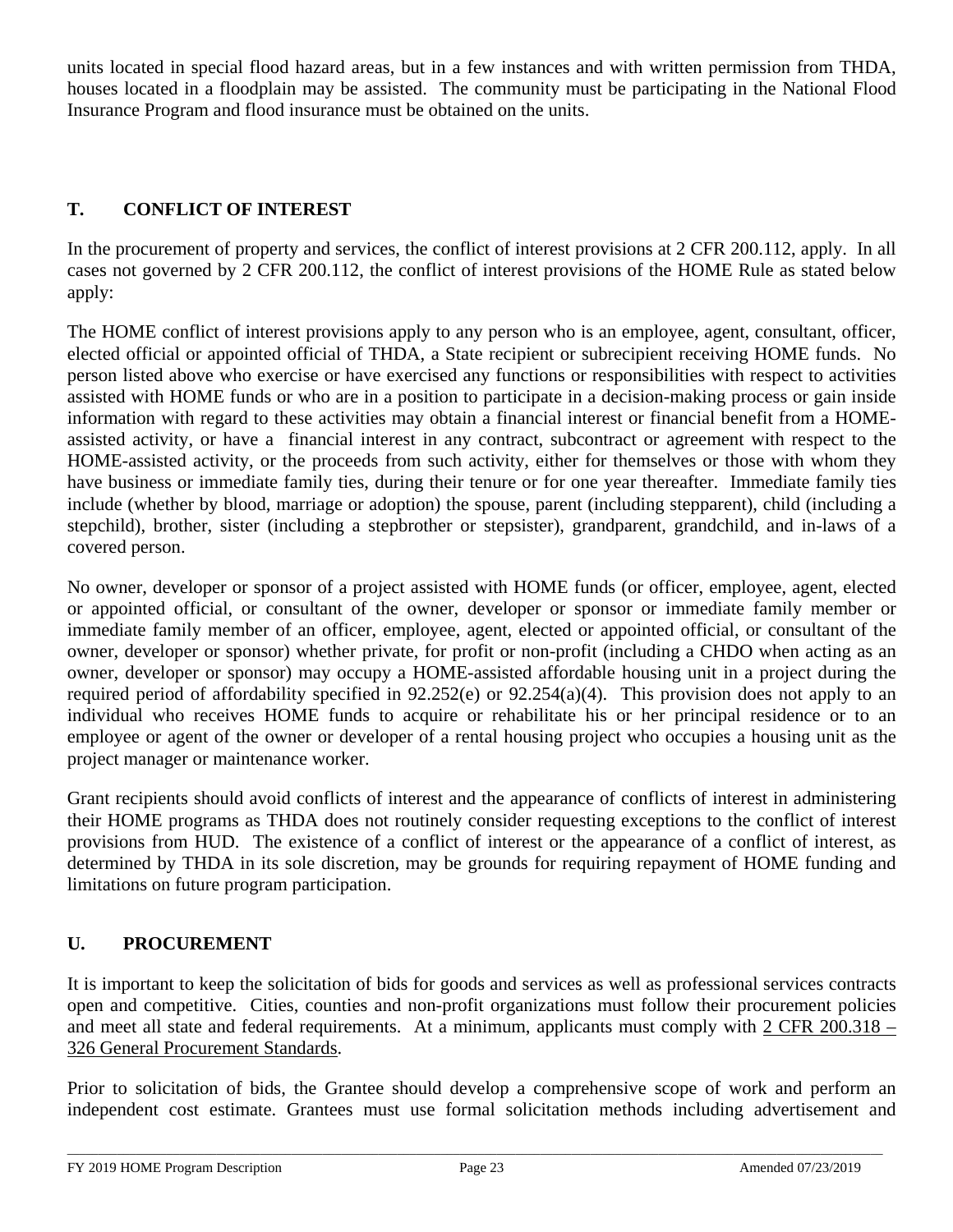units located in special flood hazard areas, but in a few instances and with written permission from THDA, houses located in a floodplain may be assisted. The community must be participating in the National Flood Insurance Program and flood insurance must be obtained on the units.

## T. CONFLICT OF INTEREST

In the procurement of property and services, the conflict of interest provisions at 2 CFR 200.112, apply. In all cases not governed by 2 CFR 200.112, the conflict of interest provisions of the HOME Rule as stated below apply:

The HOME conflict of interest provisions apply to any person who is an employee, agent, consultant, officer, elected official or appointed official of THDA, a State recipient or subrecipient receiving HOME funds. No person listed above who exercise or have exercised any functions or responsibilities with respect to activities assisted with HOME funds or who are in a position to participate in a decision-making process or gain inside information with regard to these activities may obtain a financial interest or financial benefit from a HOME-assisted activity, or have a financial interest in any contract, subcontract or agreement with respect to the HOME-assisted activity, or the proceeds from such activity, either for themselves or those with whom they have business or immediate family ties, during their tenure or for one year thereafter. Immediate family ties include (whether by blood, marriage or adoption) the spouse, parent (including stepparent), child (including a stepchild), brother, sister (including a stepbrother or stepsister), grandparent, grandchild, and in-laws of a covered person.

No owner, developer or sponsor of a project assisted with HOME funds (or officer, employee, agent, elected or appointed official, or consultant of the owner, developer or sponsor or immediate family member or immediate family member of an officer, employee, agent, elected or appointed official, or consultant of the owner, developer or sponsor) whether private, for profit or non-profit (including a CHDO when acting as an owner, developer or sponsor) may occupy a HOME-assisted affordable housing unit in a project during the required period of affordability specified in 92.252(e) or 92.254(a)(4). This provision does not apply to an individual who receives HOME funds to acquire or rehabilitate his or her principal residence or to an employee or agent of the owner or developer of a rental housing project who occupies a housing unit as the project manager or maintenance worker.

Grant recipients should avoid conflicts of interest and the appearance of conflicts of interest in administering their HOME programs as THDA does not routinely consider requesting exceptions to the conflict of interest provisions from HUD. The existence of a conflict of interest or the appearance of a conflict of interest, as determined by THDA in its sole discretion, may be grounds for requiring repayment of HOME funding and limitations on future program participation.

## U. PROCUREMENT

It is important to keep the solicitation of bids for goods and services as well as professional services contracts open and competitive. Cities, counties and non-profit organizations must follow their procurement policies and meet all state and federal requirements. At a minimum, applicants must comply with 2 CFR 200.318 – 326 General Procurement Standards.

Prior to solicitation of bids, the Grantee should develop a comprehensive scope of work and perform an independent cost estimate. Grantees must use formal solicitation methods including advertisement and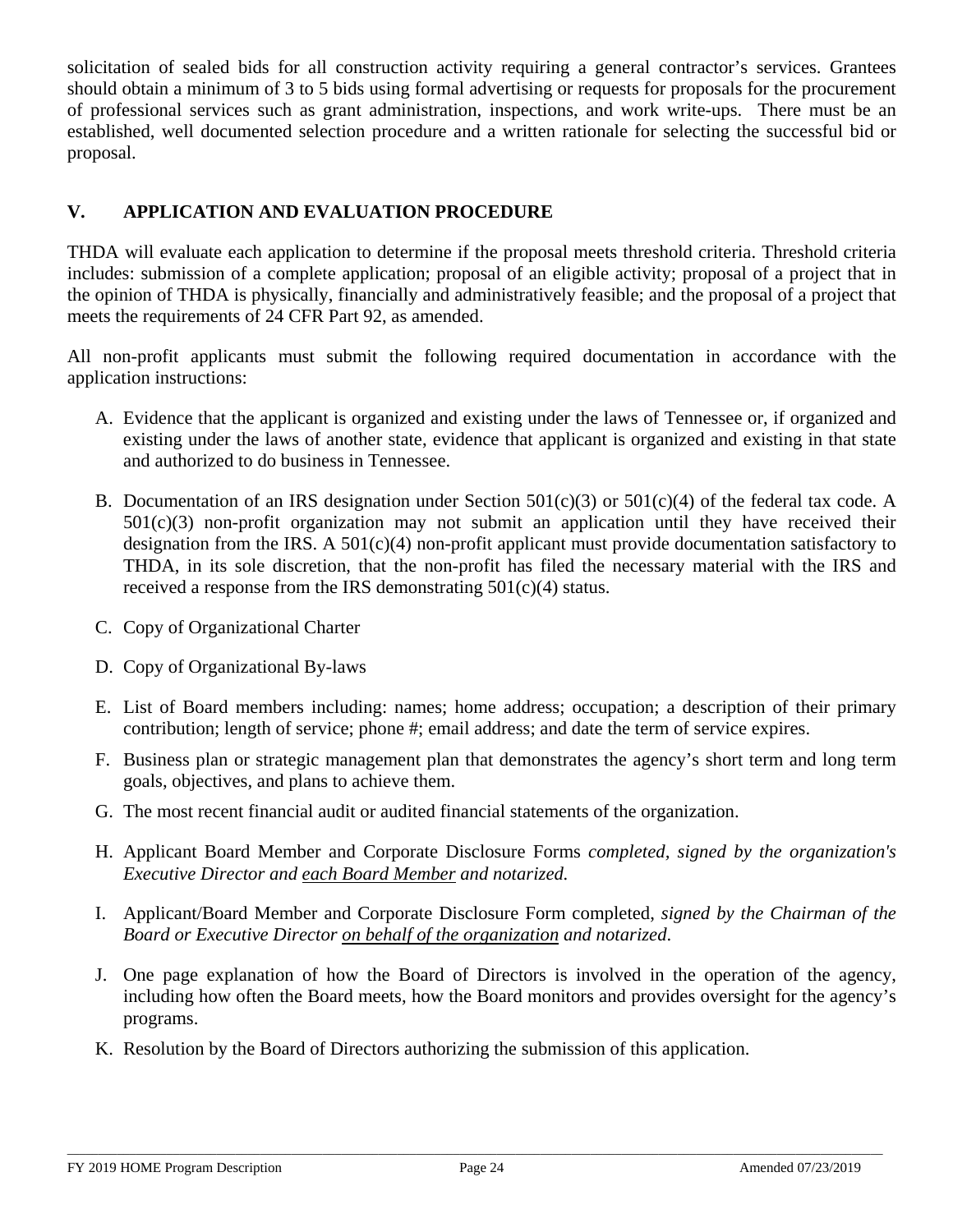solicitation of sealed bids for all construction activity requiring a general contractor's services. Grantees should obtain a minimum of 3 to 5 bids using formal advertising or requests for proposals for the procurement of professional services such as grant administration, inspections, and work write-ups. There must be an established, well documented selection procedure and a written rationale for selecting the successful bid or proposal.

## V. APPLICATION AND EVALUATION PROCEDURE

THDA will evaluate each application to determine if the proposal meets threshold criteria. Threshold criteria includes: submission of a complete application; proposal of an eligible activity; proposal of a project that in the opinion of THDA is physically, financially and administratively feasible; and the proposal of a project that meets the requirements of 24 CFR Part 92, as amended.

All non-profit applicants must submit the following required documentation in accordance with the application instructions:

A. Evidence that the applicant is organized and existing under the laws of Tennessee or, if organized and existing under the laws of another state, evidence that applicant is organized and existing in that state and authorized to do business in Tennessee.

B. Documentation of an IRS designation under Section 501(c)(3) or 501(c)(4) of the federal tax code. A 501(c)(3) non-profit organization may not submit an application until they have received their designation from the IRS. A 501(c)(4) non-profit applicant must provide documentation satisfactory to THDA, in its sole discretion, that the non-profit has filed the necessary material with the IRS and received a response from the IRS demonstrating 501(c)(4) status.

C. Copy of Organizational Charter

D. Copy of Organizational By-laws

E. List of Board members including: names; home address; occupation; a description of their primary contribution; length of service; phone #; email address; and date the term of service expires.

F. Business plan or strategic management plan that demonstrates the agency's short term and long term goals, objectives, and plans to achieve them.

G. The most recent financial audit or audited financial statements of the organization.

H. Applicant Board Member and Corporate Disclosure Forms *completed, signed by the organization's Executive Director and <u>each Board Member</u> and notarized.*

I. Applicant/Board Member and Corporate Disclosure Form completed, *signed by the Chairman of the Board or Executive Director <u>on behalf of the organization</u> and notarized*.

J. One page explanation of how the Board of Directors is involved in the operation of the agency, including how often the Board meets, how the Board monitors and provides oversight for the agency's programs.

K. Resolution by the Board of Directors authorizing the submission of this application.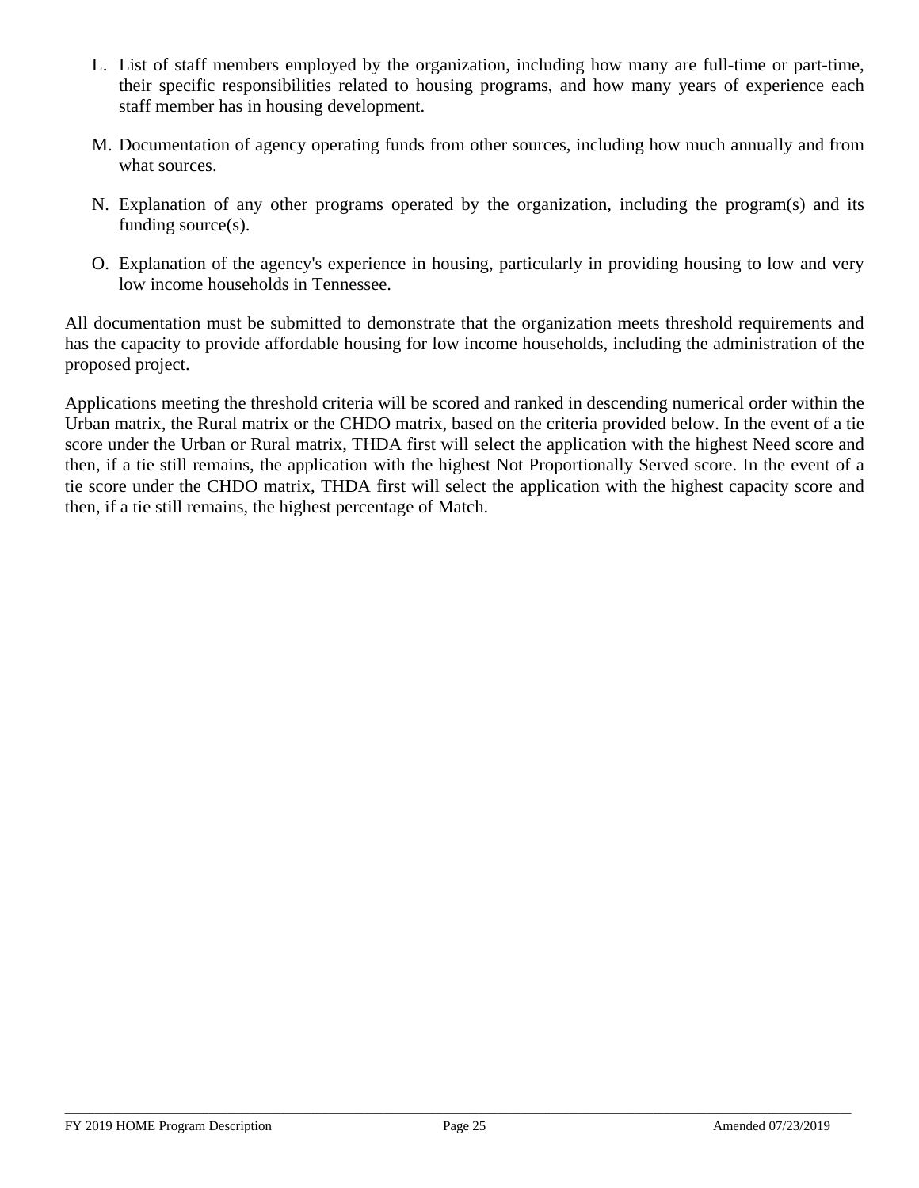L. List of staff members employed by the organization, including how many are full-time or part-time, their specific responsibilities related to housing programs, and how many years of experience each staff member has in housing development.

M. Documentation of agency operating funds from other sources, including how much annually and from what sources.

N. Explanation of any other programs operated by the organization, including the program(s) and its funding source(s).

O. Explanation of the agency's experience in housing, particularly in providing housing to low and very low income households in Tennessee.

All documentation must be submitted to demonstrate that the organization meets threshold requirements and has the capacity to provide affordable housing for low income households, including the administration of the proposed project.

Applications meeting the threshold criteria will be scored and ranked in descending numerical order within the Urban matrix, the Rural matrix or the CHDO matrix, based on the criteria provided below. In the event of a tie score under the Urban or Rural matrix, THDA first will select the application with the highest Need score and then, if a tie still remains, the application with the highest Not Proportionally Served score. In the event of a tie score under the CHDO matrix, THDA first will select the application with the highest capacity score and then, if a tie still remains, the highest percentage of Match.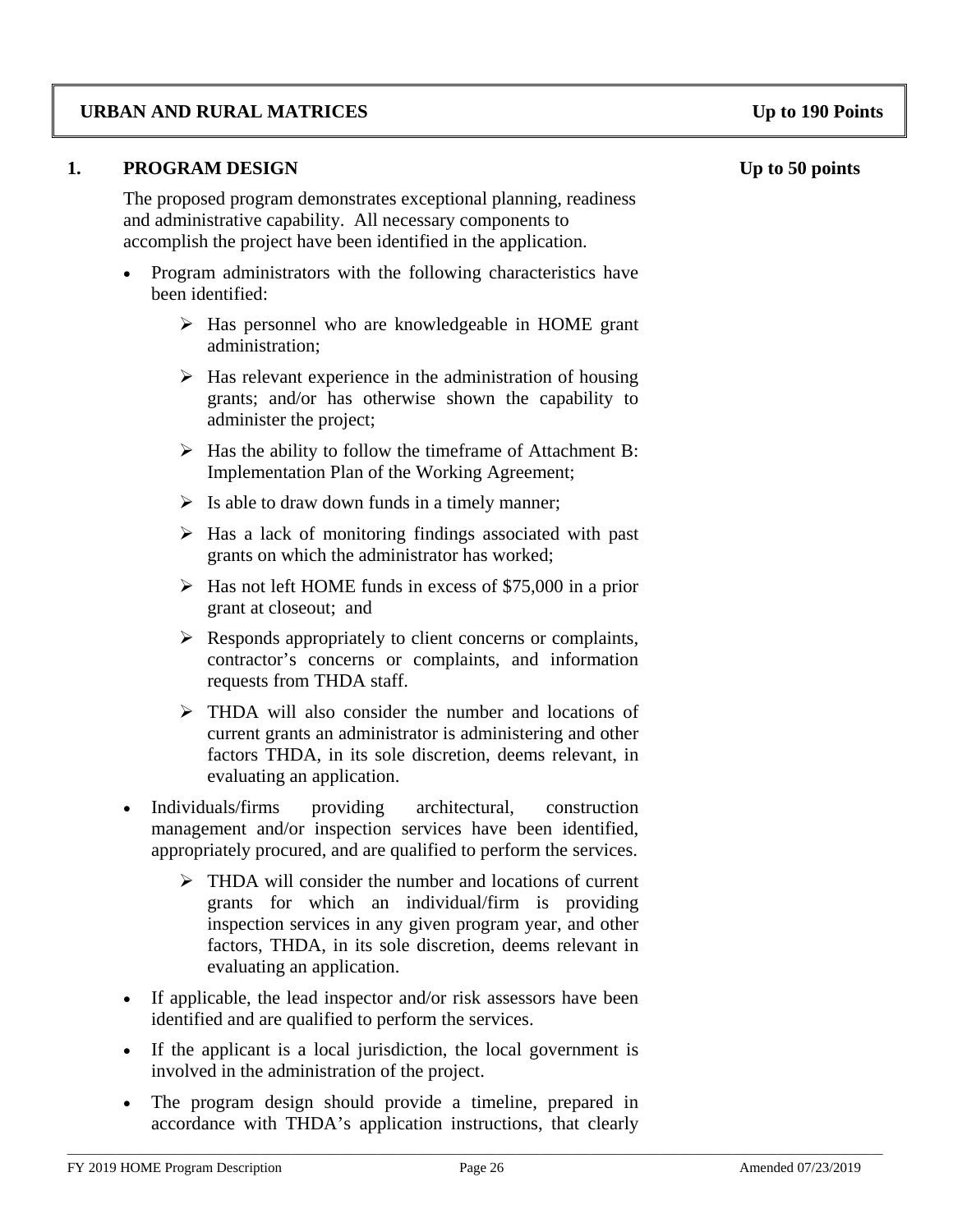## URBAN AND RURAL MATRICES — Up to 190 Points

### 1. PROGRAM DESIGN — Up to 50 points

The proposed program demonstrates exceptional planning, readiness and administrative capability. All necessary components to accomplish the project have been identified in the application.

- Program administrators with the following characteristics have been identified:
  - Has personnel who are knowledgeable in HOME grant administration;
  - Has relevant experience in the administration of housing grants; and/or has otherwise shown the capability to administer the project;
  - Has the ability to follow the timeframe of Attachment B: Implementation Plan of the Working Agreement;
  - Is able to draw down funds in a timely manner;
  - Has a lack of monitoring findings associated with past grants on which the administrator has worked;
  - Has not left HOME funds in excess of $75,000 in a prior grant at closeout; and
  - Responds appropriately to client concerns or complaints, contractor's concerns or complaints, and information requests from THDA staff.
  - THDA will also consider the number and locations of current grants an administrator is administering and other factors THDA, in its sole discretion, deems relevant, in evaluating an application.
- Individuals/firms providing architectural, construction management and/or inspection services have been identified, appropriately procured, and are qualified to perform the services.
  - THDA will consider the number and locations of current grants for which an individual/firm is providing inspection services in any given program year, and other factors, THDA, in its sole discretion, deems relevant in evaluating an application.
- If applicable, the lead inspector and/or risk assessors have been identified and are qualified to perform the services.
- If the applicant is a local jurisdiction, the local government is involved in the administration of the project.
- The program design should provide a timeline, prepared in accordance with THDA's application instructions, that clearly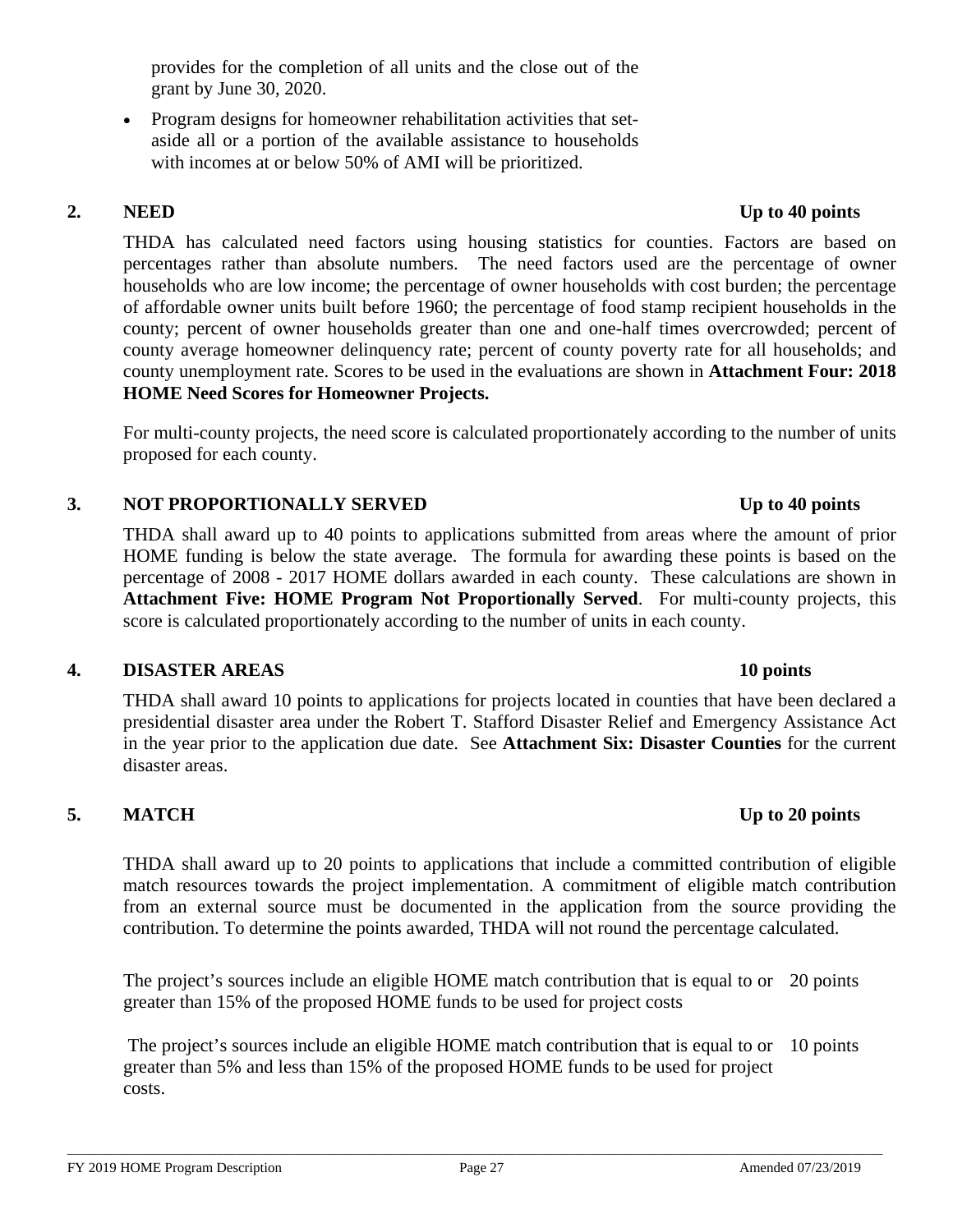provides for the completion of all units and the close out of the grant by June 30, 2020.

- Program designs for homeowner rehabilitation activities that set-aside all or a portion of the available assistance to households with incomes at or below 50% of AMI will be prioritized.

## 2. NEED — Up to 40 points

THDA has calculated need factors using housing statistics for counties. Factors are based on percentages rather than absolute numbers. The need factors used are the percentage of owner households who are low income; the percentage of owner households with cost burden; the percentage of affordable owner units built before 1960; the percentage of food stamp recipient households in the county; percent of owner households greater than one and one-half times overcrowded; percent of county average homeowner delinquency rate; percent of county poverty rate for all households; and county unemployment rate. Scores to be used in the evaluations are shown in **Attachment Four: 2018 HOME Need Scores for Homeowner Projects.**

For multi-county projects, the need score is calculated proportionately according to the number of units proposed for each county.

## 3. NOT PROPORTIONALLY SERVED — Up to 40 points

THDA shall award up to 40 points to applications submitted from areas where the amount of prior HOME funding is below the state average. The formula for awarding these points is based on the percentage of 2008 - 2017 HOME dollars awarded in each county. These calculations are shown in **Attachment Five: HOME Program Not Proportionally Served**. For multi-county projects, this score is calculated proportionately according to the number of units in each county.

## 4. DISASTER AREAS — 10 points

THDA shall award 10 points to applications for projects located in counties that have been declared a presidential disaster area under the Robert T. Stafford Disaster Relief and Emergency Assistance Act in the year prior to the application due date. See **Attachment Six: Disaster Counties** for the current disaster areas.

## 5. MATCH — Up to 20 points

THDA shall award up to 20 points to applications that include a committed contribution of eligible match resources towards the project implementation. A commitment of eligible match contribution from an external source must be documented in the application from the source providing the contribution. To determine the points awarded, THDA will not round the percentage calculated.

| | |
|---|---|
| The project's sources include an eligible HOME match contribution that is equal to or greater than 15% of the proposed HOME funds to be used for project costs | 20 points |
| The project's sources include an eligible HOME match contribution that is equal to or greater than 5% and less than 15% of the proposed HOME funds to be used for project costs. | 10 points |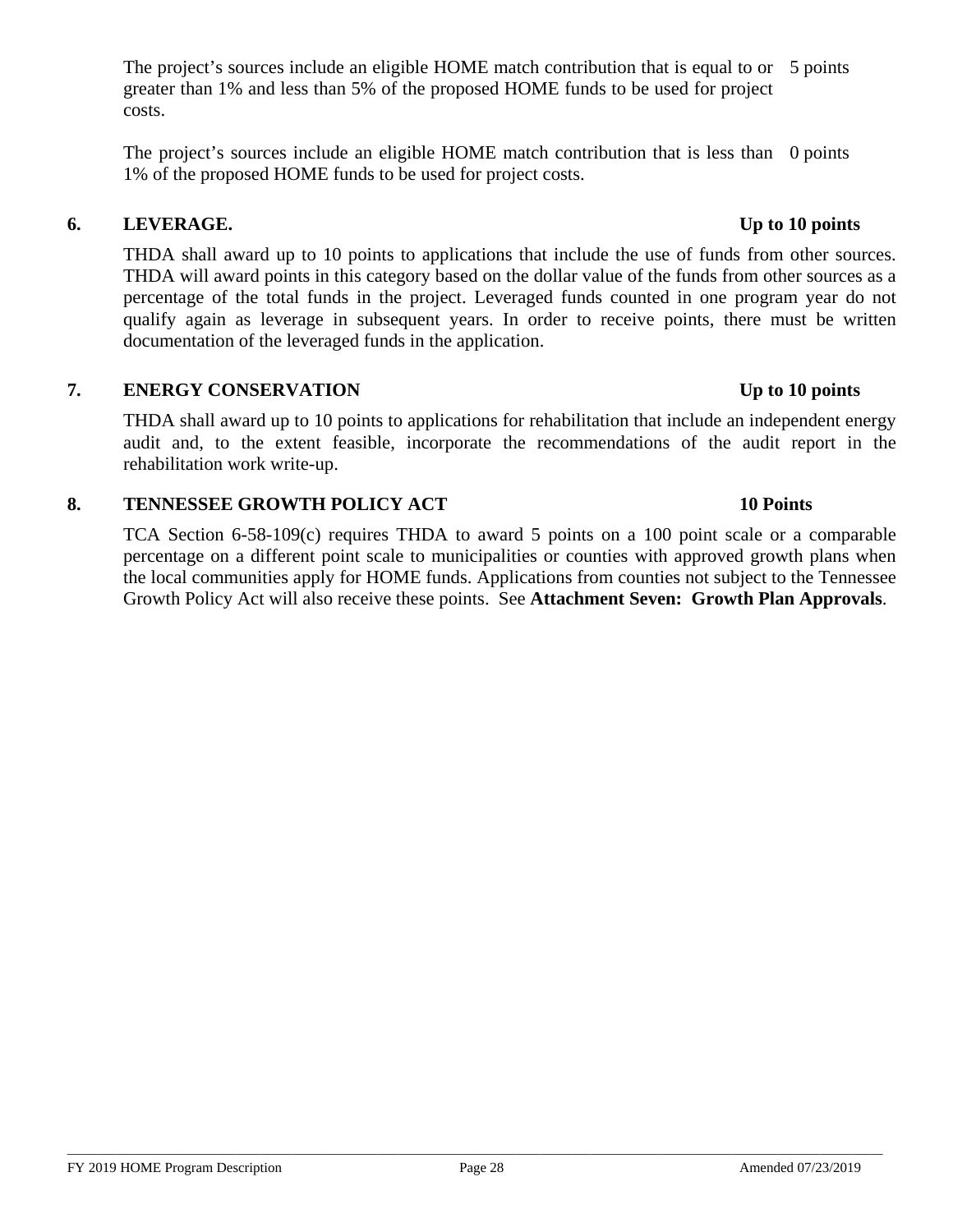| | |
|---|---|
| The project's sources include an eligible HOME match contribution that is equal to or greater than 1% and less than 5% of the proposed HOME funds to be used for project costs. | 5 points |
| The project's sources include an eligible HOME match contribution that is less than 1% of the proposed HOME funds to be used for project costs. | 0 points |

**6. LEVERAGE. Up to 10 points**

THDA shall award up to 10 points to applications that include the use of funds from other sources. THDA will award points in this category based on the dollar value of the funds from other sources as a percentage of the total funds in the project. Leveraged funds counted in one program year do not qualify again as leverage in subsequent years. In order to receive points, there must be written documentation of the leveraged funds in the application.

**7. ENERGY CONSERVATION Up to 10 points**

THDA shall award up to 10 points to applications for rehabilitation that include an independent energy audit and, to the extent feasible, incorporate the recommendations of the audit report in the rehabilitation work write-up.

**8. TENNESSEE GROWTH POLICY ACT 10 Points**

TCA Section 6-58-109(c) requires THDA to award 5 points on a 100 point scale or a comparable percentage on a different point scale to municipalities or counties with approved growth plans when the local communities apply for HOME funds. Applications from counties not subject to the Tennessee Growth Policy Act will also receive these points. See **Attachment Seven: Growth Plan Approvals**.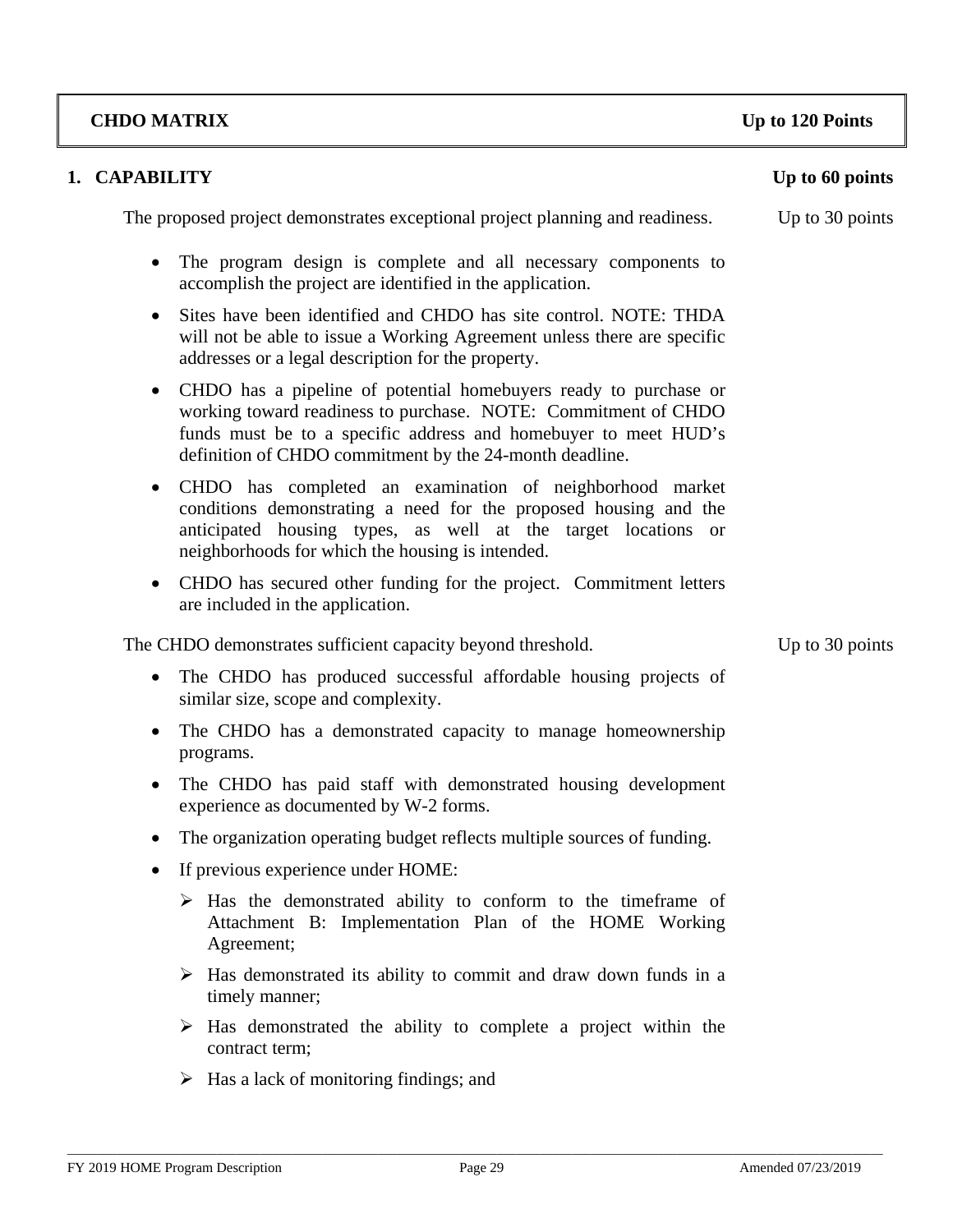## CHDO MATRIX — Up to 120 Points

### 1. CAPABILITY — Up to 60 points

The proposed project demonstrates exceptional project planning and readiness. — Up to 30 points

- The program design is complete and all necessary components to accomplish the project are identified in the application.
- Sites have been identified and CHDO has site control. NOTE: THDA will not be able to issue a Working Agreement unless there are specific addresses or a legal description for the property.
- CHDO has a pipeline of potential homebuyers ready to purchase or working toward readiness to purchase. NOTE: Commitment of CHDO funds must be to a specific address and homebuyer to meet HUD's definition of CHDO commitment by the 24-month deadline.
- CHDO has completed an examination of neighborhood market conditions demonstrating a need for the proposed housing and the anticipated housing types, as well at the target locations or neighborhoods for which the housing is intended.
- CHDO has secured other funding for the project. Commitment letters are included in the application.

The CHDO demonstrates sufficient capacity beyond threshold. — Up to 30 points

- The CHDO has produced successful affordable housing projects of similar size, scope and complexity.
- The CHDO has a demonstrated capacity to manage homeownership programs.
- The CHDO has paid staff with demonstrated housing development experience as documented by W-2 forms.
- The organization operating budget reflects multiple sources of funding.
- If previous experience under HOME:
  - Has the demonstrated ability to conform to the timeframe of Attachment B: Implementation Plan of the HOME Working Agreement;
  - Has demonstrated its ability to commit and draw down funds in a timely manner;
  - Has demonstrated the ability to complete a project within the contract term;
  - Has a lack of monitoring findings; and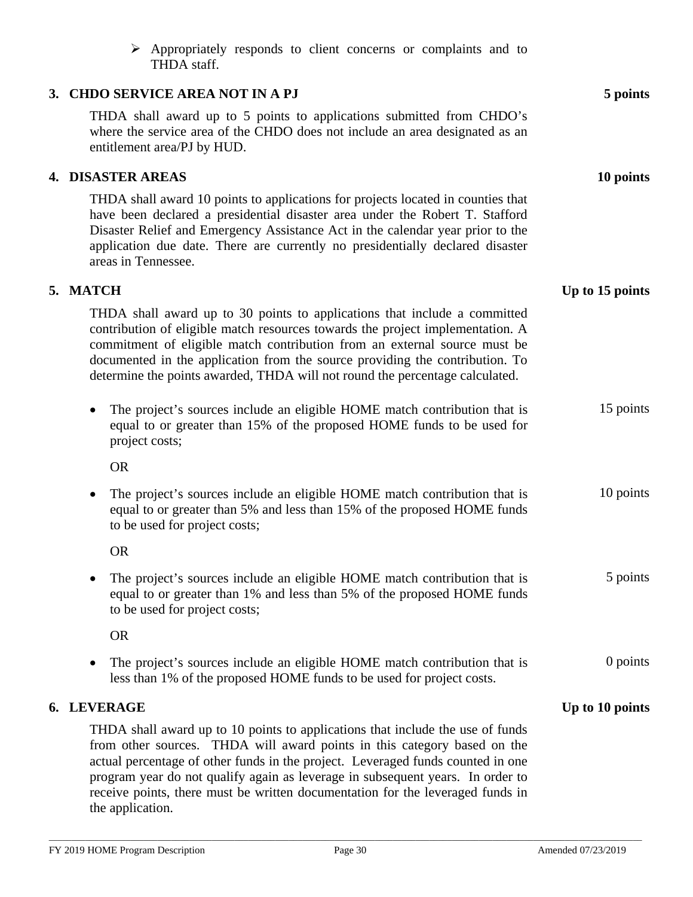- Appropriately responds to client concerns or complaints and to THDA staff.

### 3. CHDO SERVICE AREA NOT IN A PJ — 5 points

THDA shall award up to 5 points to applications submitted from CHDO's where the service area of the CHDO does not include an area designated as an entitlement area/PJ by HUD.

### 4. DISASTER AREAS — 10 points

THDA shall award 10 points to applications for projects located in counties that have been declared a presidential disaster area under the Robert T. Stafford Disaster Relief and Emergency Assistance Act in the calendar year prior to the application due date. There are currently no presidentially declared disaster areas in Tennessee.

### 5. MATCH — Up to 15 points

THDA shall award up to 30 points to applications that include a committed contribution of eligible match resources towards the project implementation. A commitment of eligible match contribution from an external source must be documented in the application from the source providing the contribution. To determine the points awarded, THDA will not round the percentage calculated.

- The project's sources include an eligible HOME match contribution that is equal to or greater than 15% of the proposed HOME funds to be used for project costs; — 15 points

  OR

- The project's sources include an eligible HOME match contribution that is equal to or greater than 5% and less than 15% of the proposed HOME funds to be used for project costs; — 10 points

  OR

- The project's sources include an eligible HOME match contribution that is equal to or greater than 1% and less than 5% of the proposed HOME funds to be used for project costs; — 5 points

  OR

- The project's sources include an eligible HOME match contribution that is less than 1% of the proposed HOME funds to be used for project costs. — 0 points

### 6. LEVERAGE — Up to 10 points

THDA shall award up to 10 points to applications that include the use of funds from other sources. THDA will award points in this category based on the actual percentage of other funds in the project. Leveraged funds counted in one program year do not qualify again as leverage in subsequent years. In order to receive points, there must be written documentation for the leveraged funds in the application.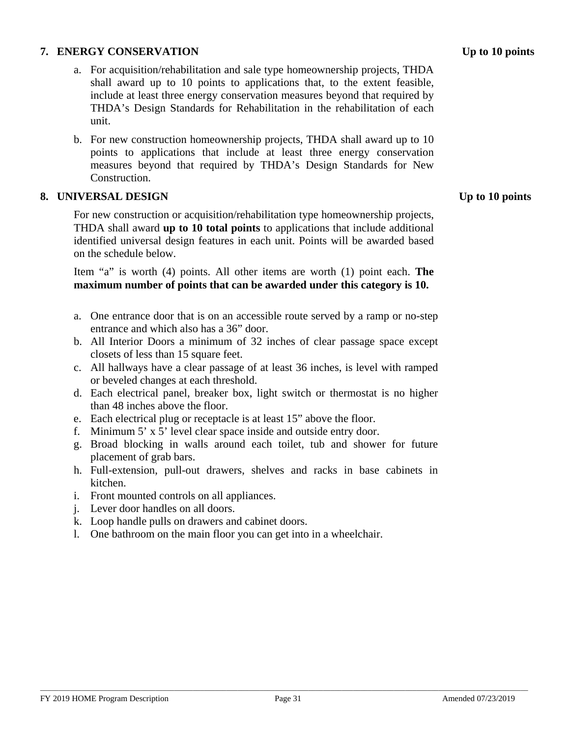### 7. ENERGY CONSERVATION **Up to 10 points**

a. For acquisition/rehabilitation and sale type homeownership projects, THDA shall award up to 10 points to applications that, to the extent feasible, include at least three energy conservation measures beyond that required by THDA's Design Standards for Rehabilitation in the rehabilitation of each unit.

b. For new construction homeownership projects, THDA shall award up to 10 points to applications that include at least three energy conservation measures beyond that required by THDA's Design Standards for New Construction.

### 8. UNIVERSAL DESIGN **Up to 10 points**

For new construction or acquisition/rehabilitation type homeownership projects, THDA shall award **up to 10 total points** to applications that include additional identified universal design features in each unit. Points will be awarded based on the schedule below.

Item "a" is worth (4) points. All other items are worth (1) point each. **The maximum number of points that can be awarded under this category is 10.**

a. One entrance door that is on an accessible route served by a ramp or no-step entrance and which also has a 36" door.
b. All Interior Doors a minimum of 32 inches of clear passage space except closets of less than 15 square feet.
c. All hallways have a clear passage of at least 36 inches, is level with ramped or beveled changes at each threshold.
d. Each electrical panel, breaker box, light switch or thermostat is no higher than 48 inches above the floor.
e. Each electrical plug or receptacle is at least 15" above the floor.
f. Minimum 5' x 5' level clear space inside and outside entry door.
g. Broad blocking in walls around each toilet, tub and shower for future placement of grab bars.
h. Full-extension, pull-out drawers, shelves and racks in base cabinets in kitchen.
i. Front mounted controls on all appliances.
j. Lever door handles on all doors.
k. Loop handle pulls on drawers and cabinet doors.
l. One bathroom on the main floor you can get into in a wheelchair.